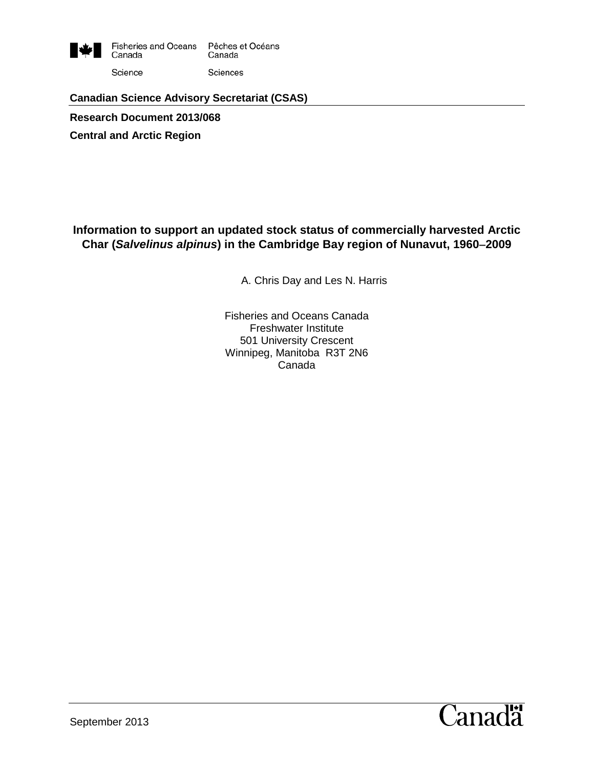Fisheries and Oceans Canada | Pêches et Océans Canada

Science | Sciences

**Canadian Science Advisory Secretariat (CSAS)**

**Research Document 2013/068**

**Central and Arctic Region**

# Information to support an updated stock status of commercially harvested Arctic Char (*Salvelinus alpinus*) in the Cambridge Bay region of Nunavut, 1960–2009

A. Chris Day and Les N. Harris

Fisheries and Oceans Canada
Freshwater Institute
501 University Crescent
Winnipeg, Manitoba R3T 2N6
Canada

September 2013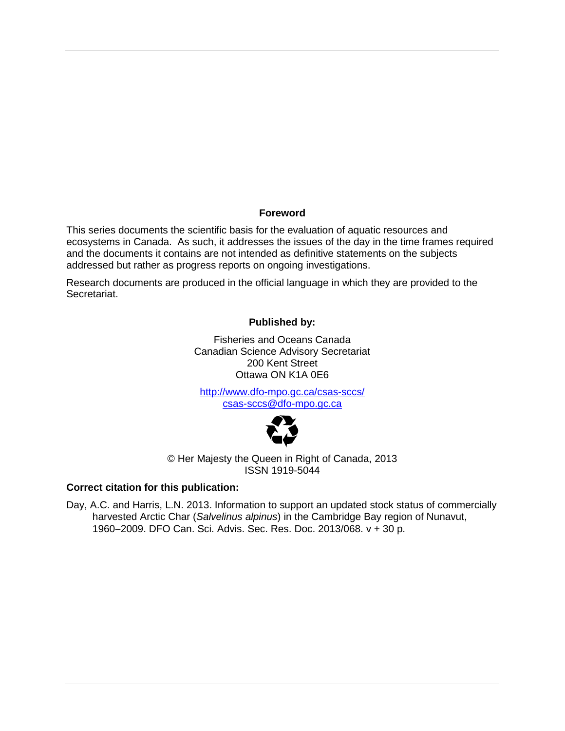## Foreword

This series documents the scientific basis for the evaluation of aquatic resources and ecosystems in Canada. As such, it addresses the issues of the day in the time frames required and the documents it contains are not intended as definitive statements on the subjects addressed but rather as progress reports on ongoing investigations.

Research documents are produced in the official language in which they are provided to the Secretariat.

**Published by:**

Fisheries and Oceans Canada
Canadian Science Advisory Secretariat
200 Kent Street
Ottawa ON K1A 0E6

http://www.dfo-mpo.gc.ca/csas-sccs/
csas-sccs@dfo-mpo.gc.ca

© Her Majesty the Queen in Right of Canada, 2013
ISSN 1919-5044

**Correct citation for this publication:**

Day, A.C. and Harris, L.N. 2013. Information to support an updated stock status of commercially harvested Arctic Char (*Salvelinus alpinus*) in the Cambridge Bay region of Nunavut, 1960–2009. DFO Can. Sci. Advis. Sec. Res. Doc. 2013/068. v + 30 p.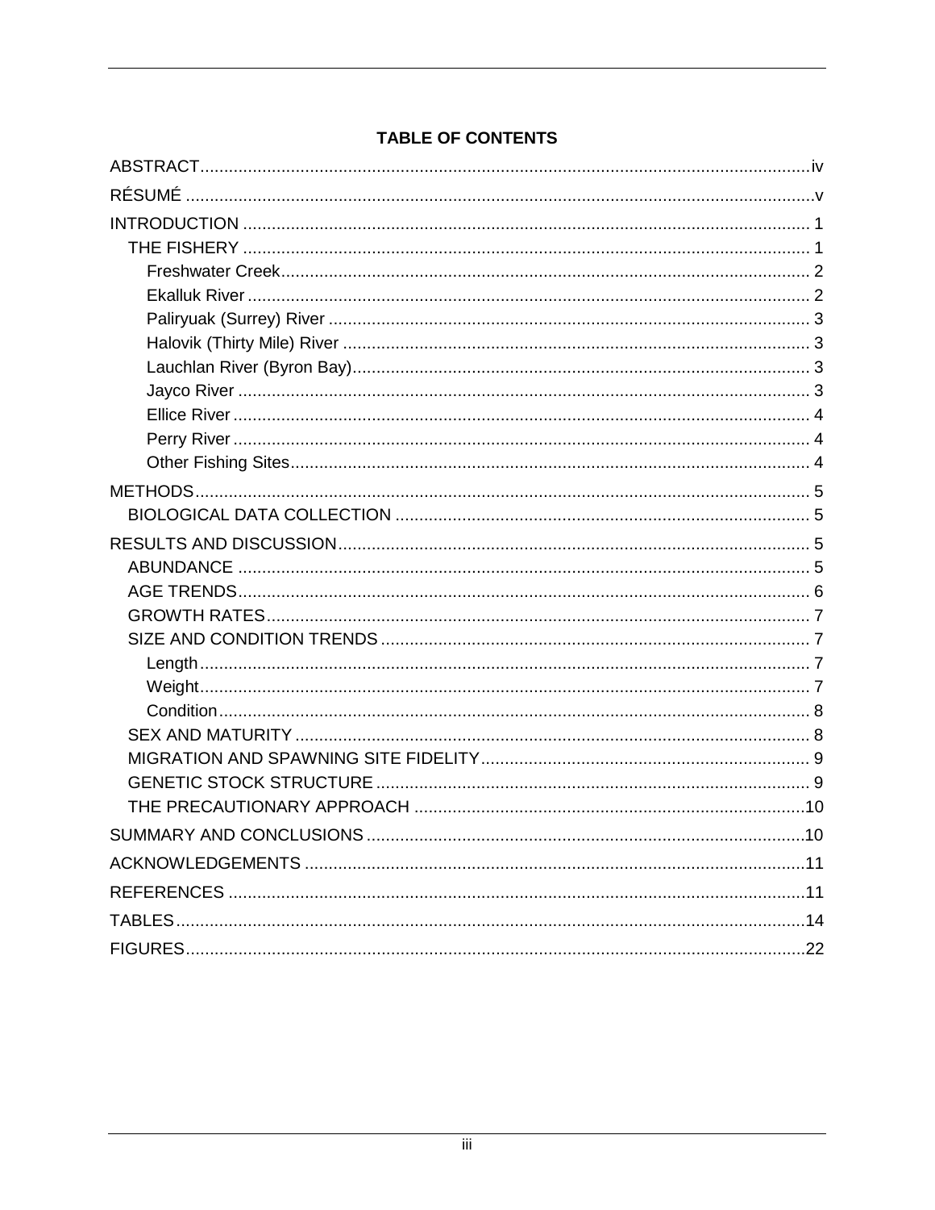**TABLE OF CONTENTS**

ABSTRACT ..... iv

RÉSUMÉ ..... v

INTRODUCTION ..... 1

- THE FISHERY ..... 1
  - Freshwater Creek ..... 2
  - Ekalluk River ..... 2
  - Paliryuak (Surrey) River ..... 3
  - Halovik (Thirty Mile) River ..... 3
  - Lauchlan River (Byron Bay) ..... 3
  - Jayco River ..... 3
  - Ellice River ..... 4
  - Perry River ..... 4
  - Other Fishing Sites ..... 4

METHODS ..... 5

- BIOLOGICAL DATA COLLECTION ..... 5

RESULTS AND DISCUSSION ..... 5

- ABUNDANCE ..... 5
- AGE TRENDS ..... 6
- GROWTH RATES ..... 7
- SIZE AND CONDITION TRENDS ..... 7
  - Length ..... 7
  - Weight ..... 7
  - Condition ..... 8
- SEX AND MATURITY ..... 8
- MIGRATION AND SPAWNING SITE FIDELITY ..... 9
- GENETIC STOCK STRUCTURE ..... 9
- THE PRECAUTIONARY APPROACH ..... 10

SUMMARY AND CONCLUSIONS ..... 10

ACKNOWLEDGEMENTS ..... 11

REFERENCES ..... 11

TABLES ..... 14

FIGURES ..... 22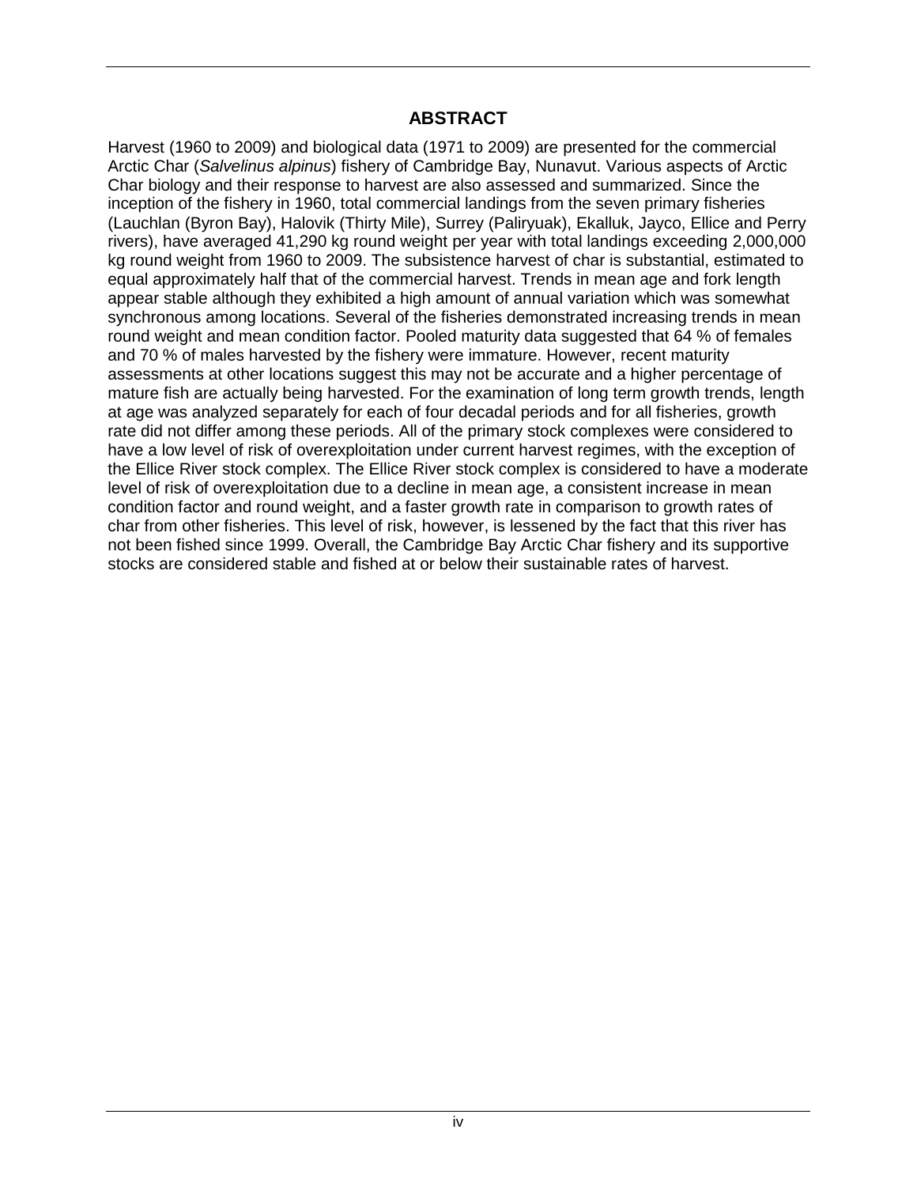## ABSTRACT

Harvest (1960 to 2009) and biological data (1971 to 2009) are presented for the commercial Arctic Char (*Salvelinus alpinus*) fishery of Cambridge Bay, Nunavut. Various aspects of Arctic Char biology and their response to harvest are also assessed and summarized. Since the inception of the fishery in 1960, total commercial landings from the seven primary fisheries (Lauchlan (Byron Bay), Halovik (Thirty Mile), Surrey (Paliryuak), Ekalluk, Jayco, Ellice and Perry rivers), have averaged 41,290 kg round weight per year with total landings exceeding 2,000,000 kg round weight from 1960 to 2009. The subsistence harvest of char is substantial, estimated to equal approximately half that of the commercial harvest. Trends in mean age and fork length appear stable although they exhibited a high amount of annual variation which was somewhat synchronous among locations. Several of the fisheries demonstrated increasing trends in mean round weight and mean condition factor. Pooled maturity data suggested that 64 % of females and 70 % of males harvested by the fishery were immature. However, recent maturity assessments at other locations suggest this may not be accurate and a higher percentage of mature fish are actually being harvested. For the examination of long term growth trends, length at age was analyzed separately for each of four decadal periods and for all fisheries, growth rate did not differ among these periods. All of the primary stock complexes were considered to have a low level of risk of overexploitation under current harvest regimes, with the exception of the Ellice River stock complex. The Ellice River stock complex is considered to have a moderate level of risk of overexploitation due to a decline in mean age, a consistent increase in mean condition factor and round weight, and a faster growth rate in comparison to growth rates of char from other fisheries. This level of risk, however, is lessened by the fact that this river has not been fished since 1999. Overall, the Cambridge Bay Arctic Char fishery and its supportive stocks are considered stable and fished at or below their sustainable rates of harvest.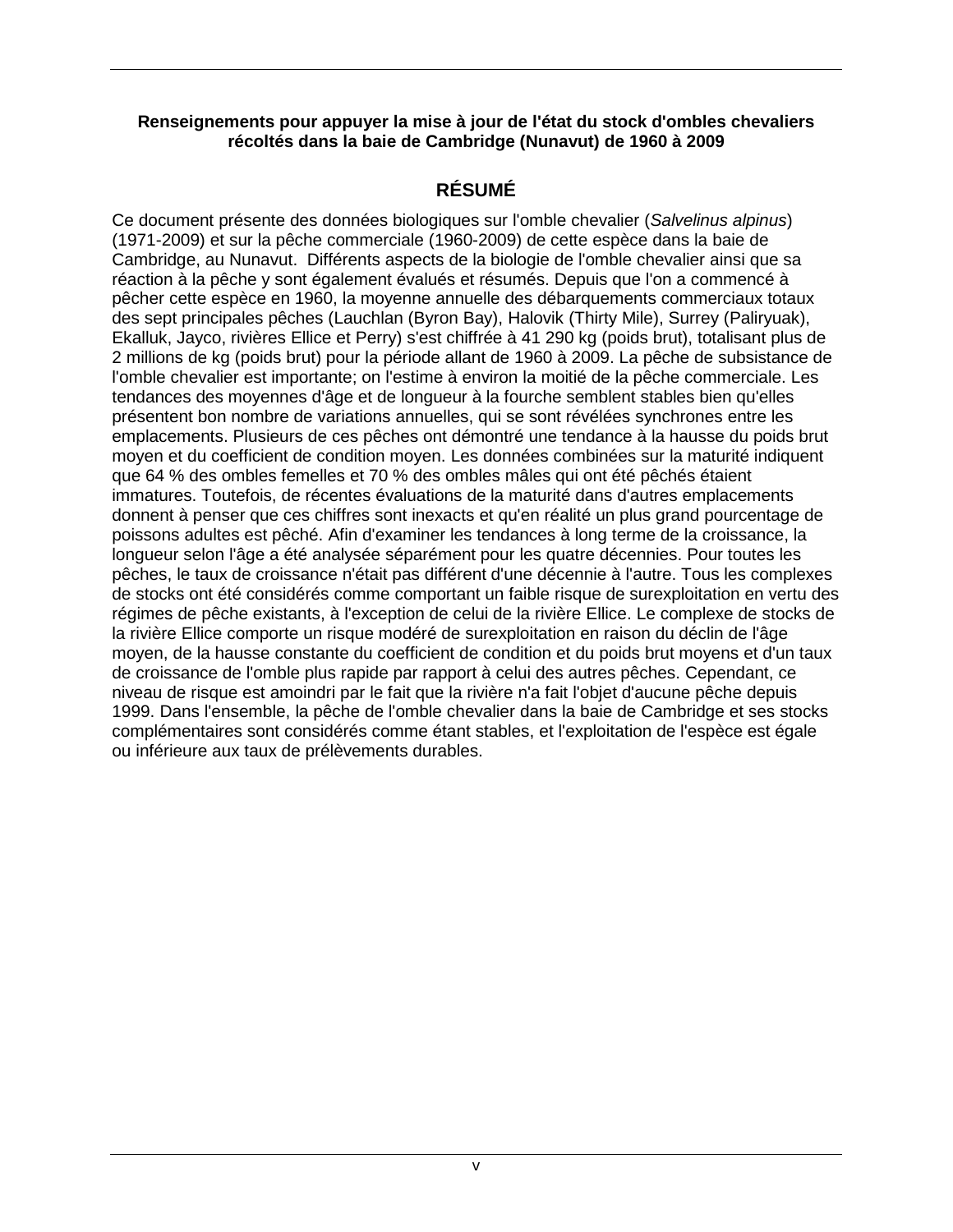**Renseignements pour appuyer la mise à jour de l'état du stock d'ombles chevaliers récoltés dans la baie de Cambridge (Nunavut) de 1960 à 2009**

## RÉSUMÉ

Ce document présente des données biologiques sur l'omble chevalier (*Salvelinus alpinus*) (1971-2009) et sur la pêche commerciale (1960-2009) de cette espèce dans la baie de Cambridge, au Nunavut. Différents aspects de la biologie de l'omble chevalier ainsi que sa réaction à la pêche y sont également évalués et résumés. Depuis que l'on a commencé à pêcher cette espèce en 1960, la moyenne annuelle des débarquements commerciaux totaux des sept principales pêches (Lauchlan (Byron Bay), Halovik (Thirty Mile), Surrey (Paliryuak), Ekalluk, Jayco, rivières Ellice et Perry) s'est chiffrée à 41 290 kg (poids brut), totalisant plus de 2 millions de kg (poids brut) pour la période allant de 1960 à 2009. La pêche de subsistance de l'omble chevalier est importante; on l'estime à environ la moitié de la pêche commerciale. Les tendances des moyennes d'âge et de longueur à la fourche semblent stables bien qu'elles présentent bon nombre de variations annuelles, qui se sont révélées synchrones entre les emplacements. Plusieurs de ces pêches ont démontré une tendance à la hausse du poids brut moyen et du coefficient de condition moyen. Les données combinées sur la maturité indiquent que 64 % des ombles femelles et 70 % des ombles mâles qui ont été pêchés étaient immatures. Toutefois, de récentes évaluations de la maturité dans d'autres emplacements donnent à penser que ces chiffres sont inexacts et qu'en réalité un plus grand pourcentage de poissons adultes est pêché. Afin d'examiner les tendances à long terme de la croissance, la longueur selon l'âge a été analysée séparément pour les quatre décennies. Pour toutes les pêches, le taux de croissance n'était pas différent d'une décennie à l'autre. Tous les complexes de stocks ont été considérés comme comportant un faible risque de surexploitation en vertu des régimes de pêche existants, à l'exception de celui de la rivière Ellice. Le complexe de stocks de la rivière Ellice comporte un risque modéré de surexploitation en raison du déclin de l'âge moyen, de la hausse constante du coefficient de condition et du poids brut moyens et d'un taux de croissance de l'omble plus rapide par rapport à celui des autres pêches. Cependant, ce niveau de risque est amoindri par le fait que la rivière n'a fait l'objet d'aucune pêche depuis 1999. Dans l'ensemble, la pêche de l'omble chevalier dans la baie de Cambridge et ses stocks complémentaires sont considérés comme étant stables, et l'exploitation de l'espèce est égale ou inférieure aux taux de prélèvements durables.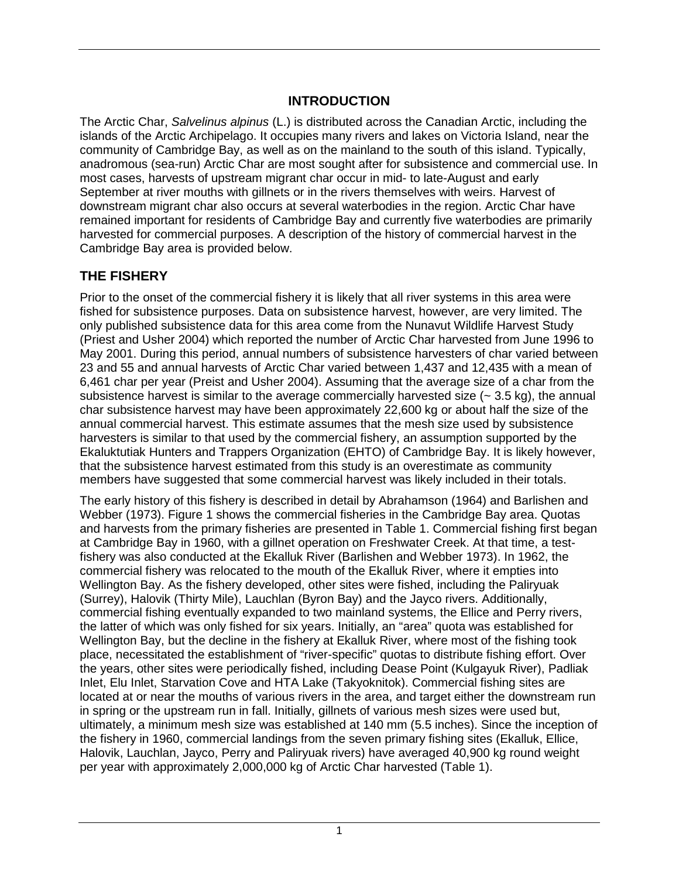# INTRODUCTION

The Arctic Char, *Salvelinus alpinus* (L.) is distributed across the Canadian Arctic, including the islands of the Arctic Archipelago. It occupies many rivers and lakes on Victoria Island, near the community of Cambridge Bay, as well as on the mainland to the south of this island. Typically, anadromous (sea-run) Arctic Char are most sought after for subsistence and commercial use. In most cases, harvests of upstream migrant char occur in mid- to late-August and early September at river mouths with gillnets or in the rivers themselves with weirs. Harvest of downstream migrant char also occurs at several waterbodies in the region. Arctic Char have remained important for residents of Cambridge Bay and currently five waterbodies are primarily harvested for commercial purposes. A description of the history of commercial harvest in the Cambridge Bay area is provided below.

## THE FISHERY

Prior to the onset of the commercial fishery it is likely that all river systems in this area were fished for subsistence purposes. Data on subsistence harvest, however, are very limited. The only published subsistence data for this area come from the Nunavut Wildlife Harvest Study (Priest and Usher 2004) which reported the number of Arctic Char harvested from June 1996 to May 2001. During this period, annual numbers of subsistence harvesters of char varied between 23 and 55 and annual harvests of Arctic Char varied between 1,437 and 12,435 with a mean of 6,461 char per year (Preist and Usher 2004). Assuming that the average size of a char from the subsistence harvest is similar to the average commercially harvested size (~ 3.5 kg), the annual char subsistence harvest may have been approximately 22,600 kg or about half the size of the annual commercial harvest. This estimate assumes that the mesh size used by subsistence harvesters is similar to that used by the commercial fishery, an assumption supported by the Ekaluktutiak Hunters and Trappers Organization (EHTO) of Cambridge Bay. It is likely however, that the subsistence harvest estimated from this study is an overestimate as community members have suggested that some commercial harvest was likely included in their totals.

The early history of this fishery is described in detail by Abrahamson (1964) and Barlishen and Webber (1973). Figure 1 shows the commercial fisheries in the Cambridge Bay area. Quotas and harvests from the primary fisheries are presented in Table 1. Commercial fishing first began at Cambridge Bay in 1960, with a gillnet operation on Freshwater Creek. At that time, a test-fishery was also conducted at the Ekalluk River (Barlishen and Webber 1973). In 1962, the commercial fishery was relocated to the mouth of the Ekalluk River, where it empties into Wellington Bay. As the fishery developed, other sites were fished, including the Paliryuak (Surrey), Halovik (Thirty Mile), Lauchlan (Byron Bay) and the Jayco rivers. Additionally, commercial fishing eventually expanded to two mainland systems, the Ellice and Perry rivers, the latter of which was only fished for six years. Initially, an "area" quota was established for Wellington Bay, but the decline in the fishery at Ekalluk River, where most of the fishing took place, necessitated the establishment of "river-specific" quotas to distribute fishing effort. Over the years, other sites were periodically fished, including Dease Point (Kulgayuk River), Padliak Inlet, Elu Inlet, Starvation Cove and HTA Lake (Takyoknitok). Commercial fishing sites are located at or near the mouths of various rivers in the area, and target either the downstream run in spring or the upstream run in fall. Initially, gillnets of various mesh sizes were used but, ultimately, a minimum mesh size was established at 140 mm (5.5 inches). Since the inception of the fishery in 1960, commercial landings from the seven primary fishing sites (Ekalluk, Ellice, Halovik, Lauchlan, Jayco, Perry and Paliryuak rivers) have averaged 40,900 kg round weight per year with approximately 2,000,000 kg of Arctic Char harvested (Table 1).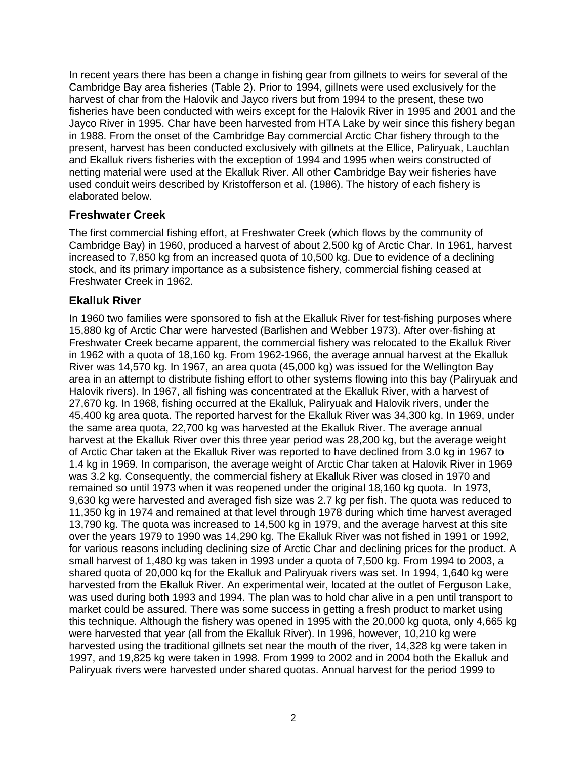In recent years there has been a change in fishing gear from gillnets to weirs for several of the Cambridge Bay area fisheries (Table 2). Prior to 1994, gillnets were used exclusively for the harvest of char from the Halovik and Jayco rivers but from 1994 to the present, these two fisheries have been conducted with weirs except for the Halovik River in 1995 and 2001 and the Jayco River in 1995. Char have been harvested from HTA Lake by weir since this fishery began in 1988. From the onset of the Cambridge Bay commercial Arctic Char fishery through to the present, harvest has been conducted exclusively with gillnets at the Ellice, Paliryuak, Lauchlan and Ekalluk rivers fisheries with the exception of 1994 and 1995 when weirs constructed of netting material were used at the Ekalluk River. All other Cambridge Bay weir fisheries have used conduit weirs described by Kristofferson et al. (1986). The history of each fishery is elaborated below.

## Freshwater Creek

The first commercial fishing effort, at Freshwater Creek (which flows by the community of Cambridge Bay) in 1960, produced a harvest of about 2,500 kg of Arctic Char. In 1961, harvest increased to 7,850 kg from an increased quota of 10,500 kg. Due to evidence of a declining stock, and its primary importance as a subsistence fishery, commercial fishing ceased at Freshwater Creek in 1962.

## Ekalluk River

In 1960 two families were sponsored to fish at the Ekalluk River for test-fishing purposes where 15,880 kg of Arctic Char were harvested (Barlishen and Webber 1973). After over-fishing at Freshwater Creek became apparent, the commercial fishery was relocated to the Ekalluk River in 1962 with a quota of 18,160 kg. From 1962-1966, the average annual harvest at the Ekalluk River was 14,570 kg. In 1967, an area quota (45,000 kg) was issued for the Wellington Bay area in an attempt to distribute fishing effort to other systems flowing into this bay (Paliryuak and Halovik rivers). In 1967, all fishing was concentrated at the Ekalluk River, with a harvest of 27,670 kg. In 1968, fishing occurred at the Ekalluk, Paliryuak and Halovik rivers, under the 45,400 kg area quota. The reported harvest for the Ekalluk River was 34,300 kg. In 1969, under the same area quota, 22,700 kg was harvested at the Ekalluk River. The average annual harvest at the Ekalluk River over this three year period was 28,200 kg, but the average weight of Arctic Char taken at the Ekalluk River was reported to have declined from 3.0 kg in 1967 to 1.4 kg in 1969. In comparison, the average weight of Arctic Char taken at Halovik River in 1969 was 3.2 kg. Consequently, the commercial fishery at Ekalluk River was closed in 1970 and remained so until 1973 when it was reopened under the original 18,160 kg quota. In 1973, 9,630 kg were harvested and averaged fish size was 2.7 kg per fish. The quota was reduced to 11,350 kg in 1974 and remained at that level through 1978 during which time harvest averaged 13,790 kg. The quota was increased to 14,500 kg in 1979, and the average harvest at this site over the years 1979 to 1990 was 14,290 kg. The Ekalluk River was not fished in 1991 or 1992, for various reasons including declining size of Arctic Char and declining prices for the product. A small harvest of 1,480 kg was taken in 1993 under a quota of 7,500 kg. From 1994 to 2003, a shared quota of 20,000 kq for the Ekalluk and Paliryuak rivers was set. In 1994, 1,640 kg were harvested from the Ekalluk River. An experimental weir, located at the outlet of Ferguson Lake, was used during both 1993 and 1994. The plan was to hold char alive in a pen until transport to market could be assured. There was some success in getting a fresh product to market using this technique. Although the fishery was opened in 1995 with the 20,000 kg quota, only 4,665 kg were harvested that year (all from the Ekalluk River). In 1996, however, 10,210 kg were harvested using the traditional gillnets set near the mouth of the river, 14,328 kg were taken in 1997, and 19,825 kg were taken in 1998. From 1999 to 2002 and in 2004 both the Ekalluk and Paliryuak rivers were harvested under shared quotas. Annual harvest for the period 1999 to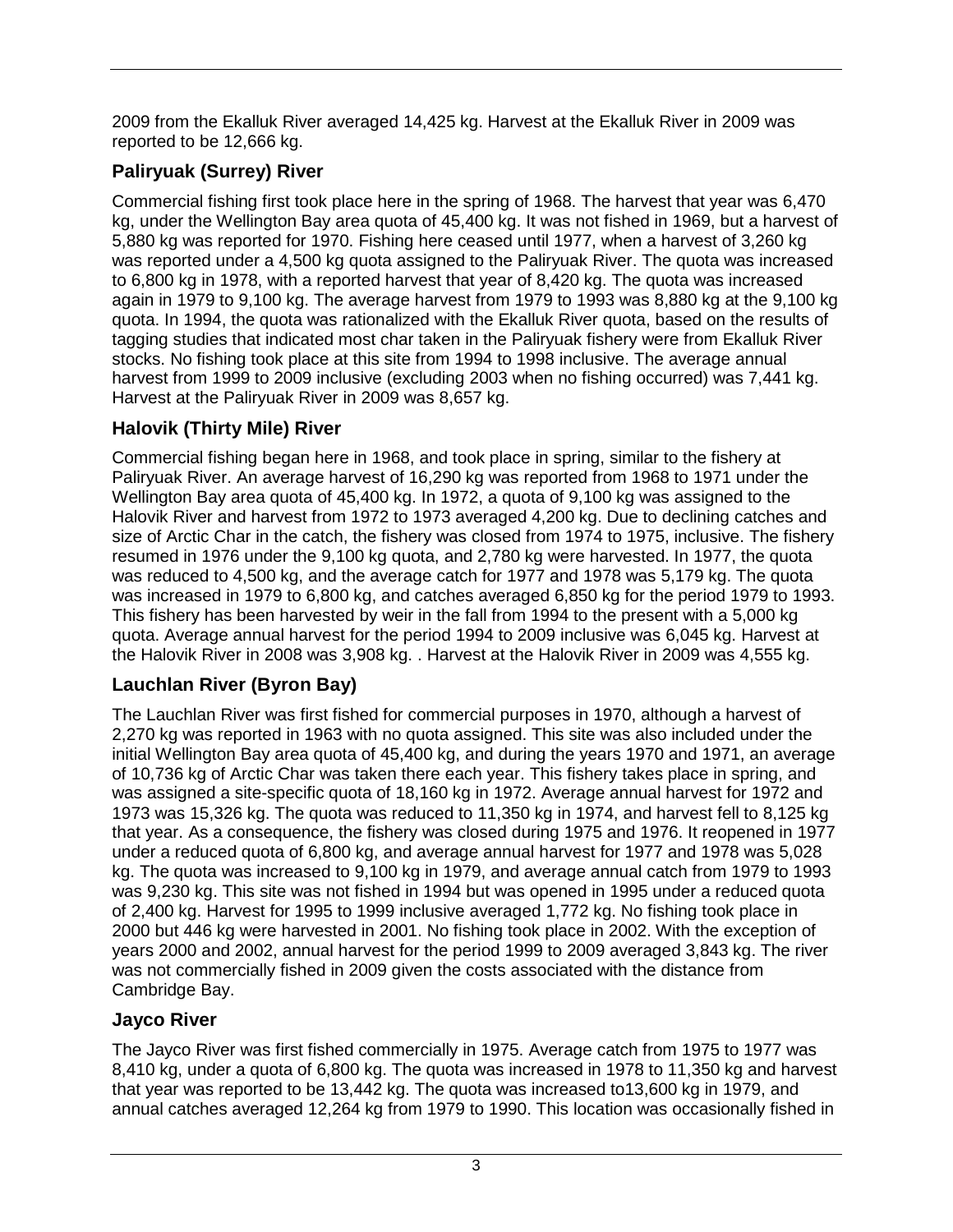2009 from the Ekalluk River averaged 14,425 kg. Harvest at the Ekalluk River in 2009 was reported to be 12,666 kg.

## Paliryuak (Surrey) River

Commercial fishing first took place here in the spring of 1968. The harvest that year was 6,470 kg, under the Wellington Bay area quota of 45,400 kg. It was not fished in 1969, but a harvest of 5,880 kg was reported for 1970. Fishing here ceased until 1977, when a harvest of 3,260 kg was reported under a 4,500 kg quota assigned to the Paliryuak River. The quota was increased to 6,800 kg in 1978, with a reported harvest that year of 8,420 kg. The quota was increased again in 1979 to 9,100 kg. The average harvest from 1979 to 1993 was 8,880 kg at the 9,100 kg quota. In 1994, the quota was rationalized with the Ekalluk River quota, based on the results of tagging studies that indicated most char taken in the Paliryuak fishery were from Ekalluk River stocks. No fishing took place at this site from 1994 to 1998 inclusive. The average annual harvest from 1999 to 2009 inclusive (excluding 2003 when no fishing occurred) was 7,441 kg. Harvest at the Paliryuak River in 2009 was 8,657 kg.

## Halovik (Thirty Mile) River

Commercial fishing began here in 1968, and took place in spring, similar to the fishery at Paliryuak River. An average harvest of 16,290 kg was reported from 1968 to 1971 under the Wellington Bay area quota of 45,400 kg. In 1972, a quota of 9,100 kg was assigned to the Halovik River and harvest from 1972 to 1973 averaged 4,200 kg. Due to declining catches and size of Arctic Char in the catch, the fishery was closed from 1974 to 1975, inclusive. The fishery resumed in 1976 under the 9,100 kg quota, and 2,780 kg were harvested. In 1977, the quota was reduced to 4,500 kg, and the average catch for 1977 and 1978 was 5,179 kg. The quota was increased in 1979 to 6,800 kg, and catches averaged 6,850 kg for the period 1979 to 1993. This fishery has been harvested by weir in the fall from 1994 to the present with a 5,000 kg quota. Average annual harvest for the period 1994 to 2009 inclusive was 6,045 kg. Harvest at the Halovik River in 2008 was 3,908 kg. . Harvest at the Halovik River in 2009 was 4,555 kg.

## Lauchlan River (Byron Bay)

The Lauchlan River was first fished for commercial purposes in 1970, although a harvest of 2,270 kg was reported in 1963 with no quota assigned. This site was also included under the initial Wellington Bay area quota of 45,400 kg, and during the years 1970 and 1971, an average of 10,736 kg of Arctic Char was taken there each year. This fishery takes place in spring, and was assigned a site-specific quota of 18,160 kg in 1972. Average annual harvest for 1972 and 1973 was 15,326 kg. The quota was reduced to 11,350 kg in 1974, and harvest fell to 8,125 kg that year. As a consequence, the fishery was closed during 1975 and 1976. It reopened in 1977 under a reduced quota of 6,800 kg, and average annual harvest for 1977 and 1978 was 5,028 kg. The quota was increased to 9,100 kg in 1979, and average annual catch from 1979 to 1993 was 9,230 kg. This site was not fished in 1994 but was opened in 1995 under a reduced quota of 2,400 kg. Harvest for 1995 to 1999 inclusive averaged 1,772 kg. No fishing took place in 2000 but 446 kg were harvested in 2001. No fishing took place in 2002. With the exception of years 2000 and 2002, annual harvest for the period 1999 to 2009 averaged 3,843 kg. The river was not commercially fished in 2009 given the costs associated with the distance from Cambridge Bay.

## Jayco River

The Jayco River was first fished commercially in 1975. Average catch from 1975 to 1977 was 8,410 kg, under a quota of 6,800 kg. The quota was increased in 1978 to 11,350 kg and harvest that year was reported to be 13,442 kg. The quota was increased to13,600 kg in 1979, and annual catches averaged 12,264 kg from 1979 to 1990. This location was occasionally fished in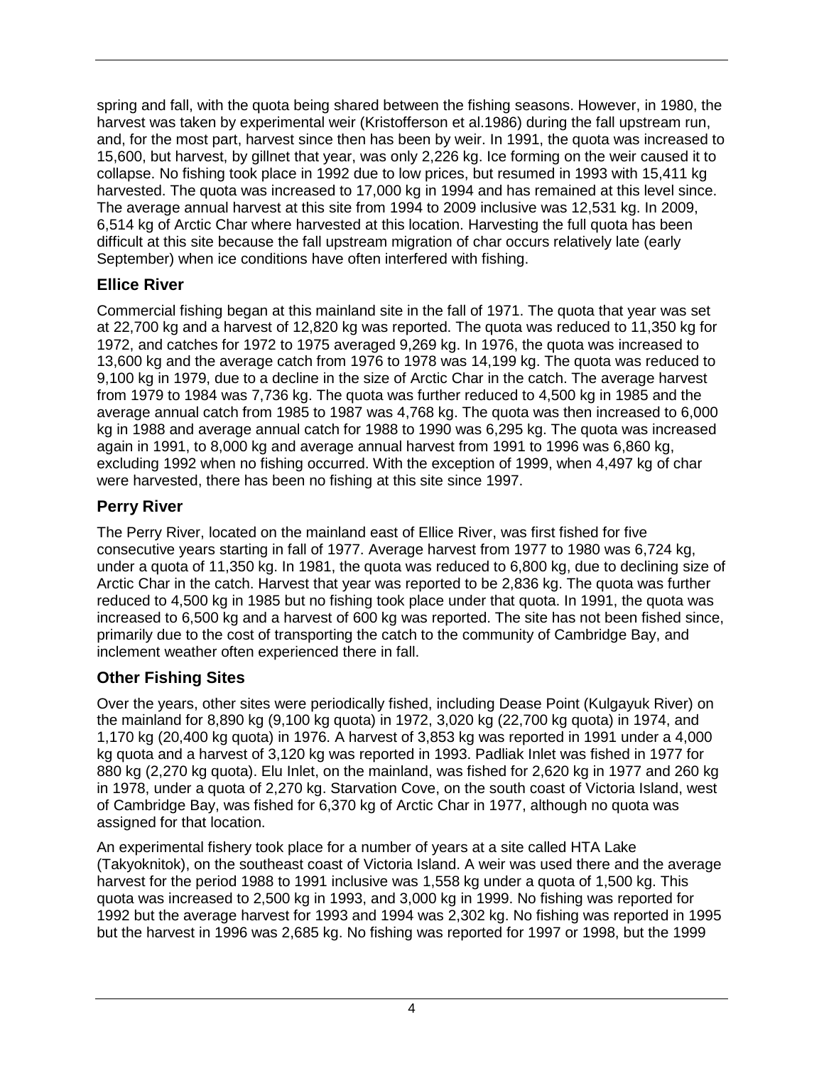spring and fall, with the quota being shared between the fishing seasons. However, in 1980, the harvest was taken by experimental weir (Kristofferson et al.1986) during the fall upstream run, and, for the most part, harvest since then has been by weir. In 1991, the quota was increased to 15,600, but harvest, by gillnet that year, was only 2,226 kg. Ice forming on the weir caused it to collapse. No fishing took place in 1992 due to low prices, but resumed in 1993 with 15,411 kg harvested. The quota was increased to 17,000 kg in 1994 and has remained at this level since. The average annual harvest at this site from 1994 to 2009 inclusive was 12,531 kg. In 2009, 6,514 kg of Arctic Char where harvested at this location. Harvesting the full quota has been difficult at this site because the fall upstream migration of char occurs relatively late (early September) when ice conditions have often interfered with fishing.

### Ellice River

Commercial fishing began at this mainland site in the fall of 1971. The quota that year was set at 22,700 kg and a harvest of 12,820 kg was reported. The quota was reduced to 11,350 kg for 1972, and catches for 1972 to 1975 averaged 9,269 kg. In 1976, the quota was increased to 13,600 kg and the average catch from 1976 to 1978 was 14,199 kg. The quota was reduced to 9,100 kg in 1979, due to a decline in the size of Arctic Char in the catch. The average harvest from 1979 to 1984 was 7,736 kg. The quota was further reduced to 4,500 kg in 1985 and the average annual catch from 1985 to 1987 was 4,768 kg. The quota was then increased to 6,000 kg in 1988 and average annual catch for 1988 to 1990 was 6,295 kg. The quota was increased again in 1991, to 8,000 kg and average annual harvest from 1991 to 1996 was 6,860 kg, excluding 1992 when no fishing occurred. With the exception of 1999, when 4,497 kg of char were harvested, there has been no fishing at this site since 1997.

### Perry River

The Perry River, located on the mainland east of Ellice River, was first fished for five consecutive years starting in fall of 1977. Average harvest from 1977 to 1980 was 6,724 kg, under a quota of 11,350 kg. In 1981, the quota was reduced to 6,800 kg, due to declining size of Arctic Char in the catch. Harvest that year was reported to be 2,836 kg. The quota was further reduced to 4,500 kg in 1985 but no fishing took place under that quota. In 1991, the quota was increased to 6,500 kg and a harvest of 600 kg was reported. The site has not been fished since, primarily due to the cost of transporting the catch to the community of Cambridge Bay, and inclement weather often experienced there in fall.

### Other Fishing Sites

Over the years, other sites were periodically fished, including Dease Point (Kulgayuk River) on the mainland for 8,890 kg (9,100 kg quota) in 1972, 3,020 kg (22,700 kg quota) in 1974, and 1,170 kg (20,400 kg quota) in 1976. A harvest of 3,853 kg was reported in 1991 under a 4,000 kg quota and a harvest of 3,120 kg was reported in 1993. Padliak Inlet was fished in 1977 for 880 kg (2,270 kg quota). Elu Inlet, on the mainland, was fished for 2,620 kg in 1977 and 260 kg in 1978, under a quota of 2,270 kg. Starvation Cove, on the south coast of Victoria Island, west of Cambridge Bay, was fished for 6,370 kg of Arctic Char in 1977, although no quota was assigned for that location.

An experimental fishery took place for a number of years at a site called HTA Lake (Takyoknitok), on the southeast coast of Victoria Island. A weir was used there and the average harvest for the period 1988 to 1991 inclusive was 1,558 kg under a quota of 1,500 kg. This quota was increased to 2,500 kg in 1993, and 3,000 kg in 1999. No fishing was reported for 1992 but the average harvest for 1993 and 1994 was 2,302 kg. No fishing was reported in 1995 but the harvest in 1996 was 2,685 kg. No fishing was reported for 1997 or 1998, but the 1999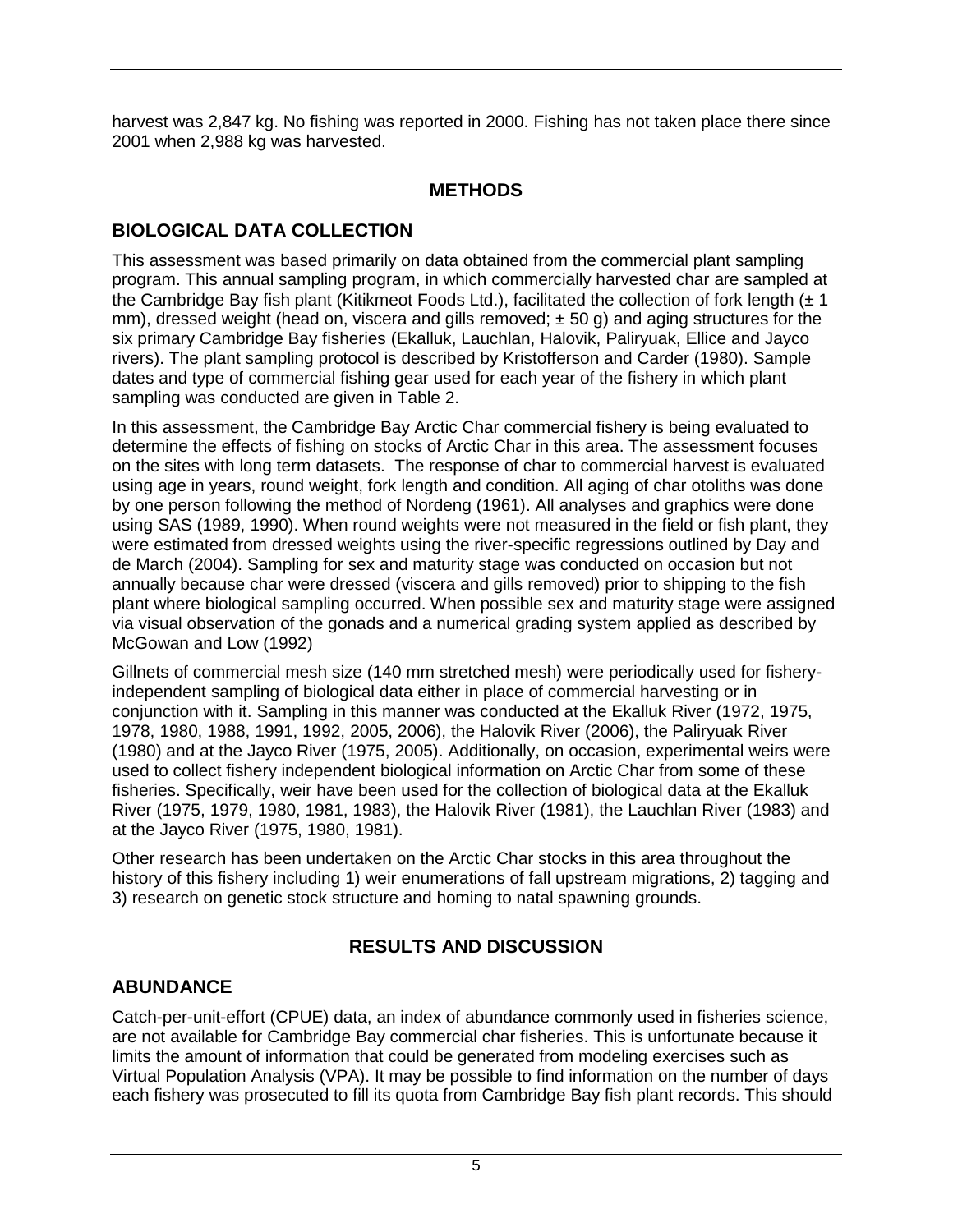harvest was 2,847 kg. No fishing was reported in 2000. Fishing has not taken place there since 2001 when 2,988 kg was harvested.

# METHODS

## BIOLOGICAL DATA COLLECTION

This assessment was based primarily on data obtained from the commercial plant sampling program. This annual sampling program, in which commercially harvested char are sampled at the Cambridge Bay fish plant (Kitikmeot Foods Ltd.), facilitated the collection of fork length (± 1 mm), dressed weight (head on, viscera and gills removed; ± 50 g) and aging structures for the six primary Cambridge Bay fisheries (Ekalluk, Lauchlan, Halovik, Paliryuak, Ellice and Jayco rivers). The plant sampling protocol is described by Kristofferson and Carder (1980). Sample dates and type of commercial fishing gear used for each year of the fishery in which plant sampling was conducted are given in Table 2.

In this assessment, the Cambridge Bay Arctic Char commercial fishery is being evaluated to determine the effects of fishing on stocks of Arctic Char in this area. The assessment focuses on the sites with long term datasets. The response of char to commercial harvest is evaluated using age in years, round weight, fork length and condition. All aging of char otoliths was done by one person following the method of Nordeng (1961). All analyses and graphics were done using SAS (1989, 1990). When round weights were not measured in the field or fish plant, they were estimated from dressed weights using the river-specific regressions outlined by Day and de March (2004). Sampling for sex and maturity stage was conducted on occasion but not annually because char were dressed (viscera and gills removed) prior to shipping to the fish plant where biological sampling occurred. When possible sex and maturity stage were assigned via visual observation of the gonads and a numerical grading system applied as described by McGowan and Low (1992)

Gillnets of commercial mesh size (140 mm stretched mesh) were periodically used for fishery-independent sampling of biological data either in place of commercial harvesting or in conjunction with it. Sampling in this manner was conducted at the Ekalluk River (1972, 1975, 1978, 1980, 1988, 1991, 1992, 2005, 2006), the Halovik River (2006), the Paliryuak River (1980) and at the Jayco River (1975, 2005). Additionally, on occasion, experimental weirs were used to collect fishery independent biological information on Arctic Char from some of these fisheries. Specifically, weir have been used for the collection of biological data at the Ekalluk River (1975, 1979, 1980, 1981, 1983), the Halovik River (1981), the Lauchlan River (1983) and at the Jayco River (1975, 1980, 1981).

Other research has been undertaken on the Arctic Char stocks in this area throughout the history of this fishery including 1) weir enumerations of fall upstream migrations, 2) tagging and 3) research on genetic stock structure and homing to natal spawning grounds.

# RESULTS AND DISCUSSION

## ABUNDANCE

Catch-per-unit-effort (CPUE) data, an index of abundance commonly used in fisheries science, are not available for Cambridge Bay commercial char fisheries. This is unfortunate because it limits the amount of information that could be generated from modeling exercises such as Virtual Population Analysis (VPA). It may be possible to find information on the number of days each fishery was prosecuted to fill its quota from Cambridge Bay fish plant records. This should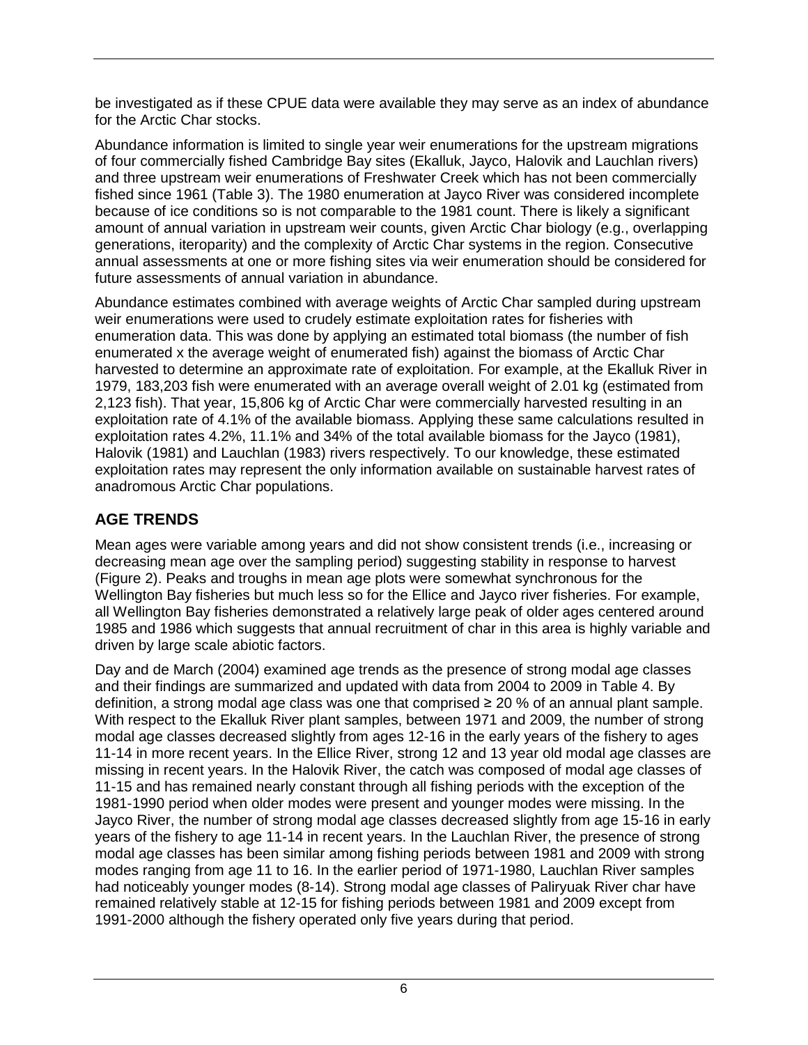be investigated as if these CPUE data were available they may serve as an index of abundance for the Arctic Char stocks.

Abundance information is limited to single year weir enumerations for the upstream migrations of four commercially fished Cambridge Bay sites (Ekalluk, Jayco, Halovik and Lauchlan rivers) and three upstream weir enumerations of Freshwater Creek which has not been commercially fished since 1961 (Table 3). The 1980 enumeration at Jayco River was considered incomplete because of ice conditions so is not comparable to the 1981 count. There is likely a significant amount of annual variation in upstream weir counts, given Arctic Char biology (e.g., overlapping generations, iteroparity) and the complexity of Arctic Char systems in the region. Consecutive annual assessments at one or more fishing sites via weir enumeration should be considered for future assessments of annual variation in abundance.

Abundance estimates combined with average weights of Arctic Char sampled during upstream weir enumerations were used to crudely estimate exploitation rates for fisheries with enumeration data. This was done by applying an estimated total biomass (the number of fish enumerated x the average weight of enumerated fish) against the biomass of Arctic Char harvested to determine an approximate rate of exploitation. For example, at the Ekalluk River in 1979, 183,203 fish were enumerated with an average overall weight of 2.01 kg (estimated from 2,123 fish). That year, 15,806 kg of Arctic Char were commercially harvested resulting in an exploitation rate of 4.1% of the available biomass. Applying these same calculations resulted in exploitation rates 4.2%, 11.1% and 34% of the total available biomass for the Jayco (1981), Halovik (1981) and Lauchlan (1983) rivers respectively. To our knowledge, these estimated exploitation rates may represent the only information available on sustainable harvest rates of anadromous Arctic Char populations.

## AGE TRENDS

Mean ages were variable among years and did not show consistent trends (i.e., increasing or decreasing mean age over the sampling period) suggesting stability in response to harvest (Figure 2). Peaks and troughs in mean age plots were somewhat synchronous for the Wellington Bay fisheries but much less so for the Ellice and Jayco river fisheries. For example, all Wellington Bay fisheries demonstrated a relatively large peak of older ages centered around 1985 and 1986 which suggests that annual recruitment of char in this area is highly variable and driven by large scale abiotic factors.

Day and de March (2004) examined age trends as the presence of strong modal age classes and their findings are summarized and updated with data from 2004 to 2009 in Table 4. By definition, a strong modal age class was one that comprised ≥ 20 % of an annual plant sample. With respect to the Ekalluk River plant samples, between 1971 and 2009, the number of strong modal age classes decreased slightly from ages 12-16 in the early years of the fishery to ages 11-14 in more recent years. In the Ellice River, strong 12 and 13 year old modal age classes are missing in recent years. In the Halovik River, the catch was composed of modal age classes of 11-15 and has remained nearly constant through all fishing periods with the exception of the 1981-1990 period when older modes were present and younger modes were missing. In the Jayco River, the number of strong modal age classes decreased slightly from age 15-16 in early years of the fishery to age 11-14 in recent years. In the Lauchlan River, the presence of strong modal age classes has been similar among fishing periods between 1981 and 2009 with strong modes ranging from age 11 to 16. In the earlier period of 1971-1980, Lauchlan River samples had noticeably younger modes (8-14). Strong modal age classes of Paliryuak River char have remained relatively stable at 12-15 for fishing periods between 1981 and 2009 except from 1991-2000 although the fishery operated only five years during that period.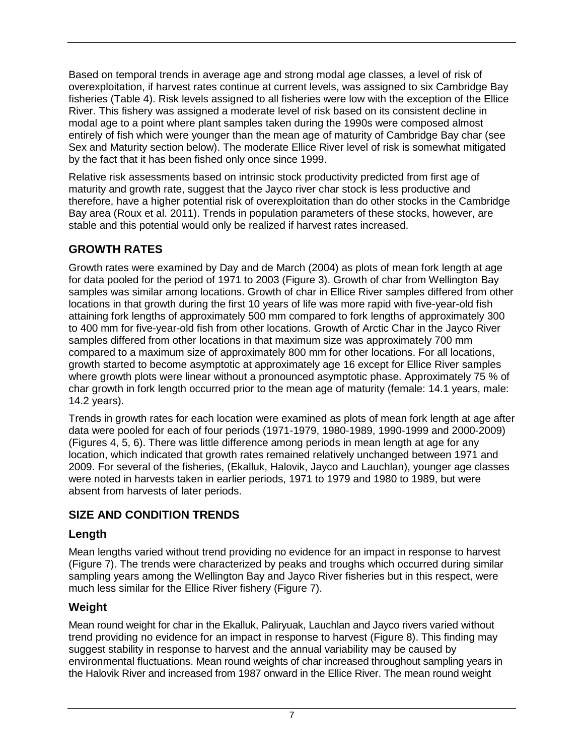Based on temporal trends in average age and strong modal age classes, a level of risk of overexploitation, if harvest rates continue at current levels, was assigned to six Cambridge Bay fisheries (Table 4). Risk levels assigned to all fisheries were low with the exception of the Ellice River. This fishery was assigned a moderate level of risk based on its consistent decline in modal age to a point where plant samples taken during the 1990s were composed almost entirely of fish which were younger than the mean age of maturity of Cambridge Bay char (see Sex and Maturity section below). The moderate Ellice River level of risk is somewhat mitigated by the fact that it has been fished only once since 1999.

Relative risk assessments based on intrinsic stock productivity predicted from first age of maturity and growth rate, suggest that the Jayco river char stock is less productive and therefore, have a higher potential risk of overexploitation than do other stocks in the Cambridge Bay area (Roux et al. 2011). Trends in population parameters of these stocks, however, are stable and this potential would only be realized if harvest rates increased.

## GROWTH RATES

Growth rates were examined by Day and de March (2004) as plots of mean fork length at age for data pooled for the period of 1971 to 2003 (Figure 3). Growth of char from Wellington Bay samples was similar among locations. Growth of char in Ellice River samples differed from other locations in that growth during the first 10 years of life was more rapid with five-year-old fish attaining fork lengths of approximately 500 mm compared to fork lengths of approximately 300 to 400 mm for five-year-old fish from other locations. Growth of Arctic Char in the Jayco River samples differed from other locations in that maximum size was approximately 700 mm compared to a maximum size of approximately 800 mm for other locations. For all locations, growth started to become asymptotic at approximately age 16 except for Ellice River samples where growth plots were linear without a pronounced asymptotic phase. Approximately 75 % of char growth in fork length occurred prior to the mean age of maturity (female: 14.1 years, male: 14.2 years).

Trends in growth rates for each location were examined as plots of mean fork length at age after data were pooled for each of four periods (1971-1979, 1980-1989, 1990-1999 and 2000-2009) (Figures 4, 5, 6). There was little difference among periods in mean length at age for any location, which indicated that growth rates remained relatively unchanged between 1971 and 2009. For several of the fisheries, (Ekalluk, Halovik, Jayco and Lauchlan), younger age classes were noted in harvests taken in earlier periods, 1971 to 1979 and 1980 to 1989, but were absent from harvests of later periods.

## SIZE AND CONDITION TRENDS

### Length

Mean lengths varied without trend providing no evidence for an impact in response to harvest (Figure 7). The trends were characterized by peaks and troughs which occurred during similar sampling years among the Wellington Bay and Jayco River fisheries but in this respect, were much less similar for the Ellice River fishery (Figure 7).

### Weight

Mean round weight for char in the Ekalluk, Paliryuak, Lauchlan and Jayco rivers varied without trend providing no evidence for an impact in response to harvest (Figure 8). This finding may suggest stability in response to harvest and the annual variability may be caused by environmental fluctuations. Mean round weights of char increased throughout sampling years in the Halovik River and increased from 1987 onward in the Ellice River. The mean round weight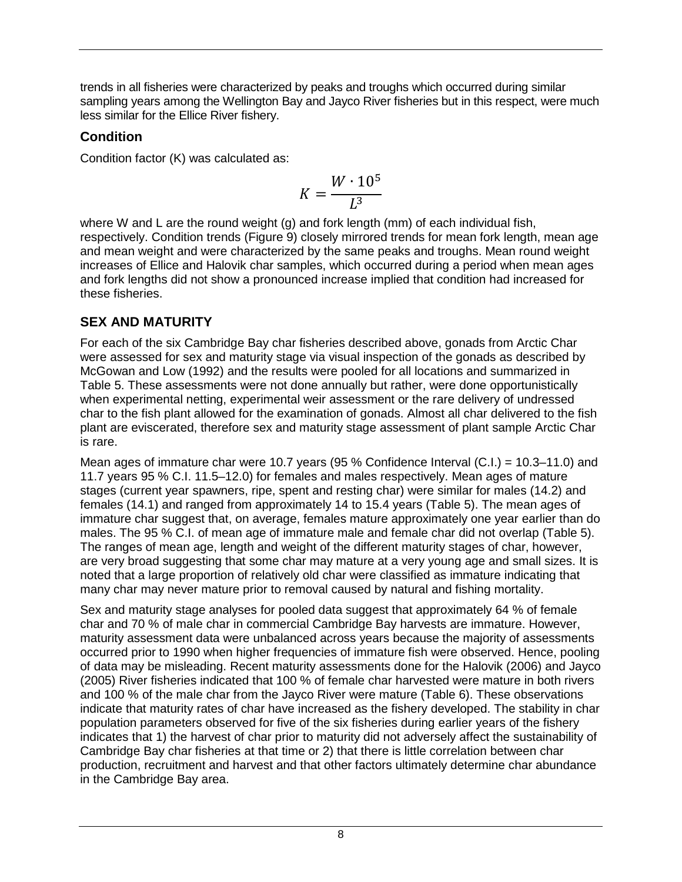trends in all fisheries were characterized by peaks and troughs which occurred during similar sampling years among the Wellington Bay and Jayco River fisheries but in this respect, were much less similar for the Ellice River fishery.

### Condition

Condition factor (K) was calculated as:

$$K = \frac{W \cdot 10^5}{L^3}$$

where W and L are the round weight (g) and fork length (mm) of each individual fish, respectively. Condition trends (Figure 9) closely mirrored trends for mean fork length, mean age and mean weight and were characterized by the same peaks and troughs. Mean round weight increases of Ellice and Halovik char samples, which occurred during a period when mean ages and fork lengths did not show a pronounced increase implied that condition had increased for these fisheries.

## SEX AND MATURITY

For each of the six Cambridge Bay char fisheries described above, gonads from Arctic Char were assessed for sex and maturity stage via visual inspection of the gonads as described by McGowan and Low (1992) and the results were pooled for all locations and summarized in Table 5. These assessments were not done annually but rather, were done opportunistically when experimental netting, experimental weir assessment or the rare delivery of undressed char to the fish plant allowed for the examination of gonads. Almost all char delivered to the fish plant are eviscerated, therefore sex and maturity stage assessment of plant sample Arctic Char is rare.

Mean ages of immature char were 10.7 years (95 % Confidence Interval (C.I.) = 10.3–11.0) and 11.7 years 95 % C.I. 11.5–12.0) for females and males respectively. Mean ages of mature stages (current year spawners, ripe, spent and resting char) were similar for males (14.2) and females (14.1) and ranged from approximately 14 to 15.4 years (Table 5). The mean ages of immature char suggest that, on average, females mature approximately one year earlier than do males. The 95 % C.I. of mean age of immature male and female char did not overlap (Table 5). The ranges of mean age, length and weight of the different maturity stages of char, however, are very broad suggesting that some char may mature at a very young age and small sizes. It is noted that a large proportion of relatively old char were classified as immature indicating that many char may never mature prior to removal caused by natural and fishing mortality.

Sex and maturity stage analyses for pooled data suggest that approximately 64 % of female char and 70 % of male char in commercial Cambridge Bay harvests are immature. However, maturity assessment data were unbalanced across years because the majority of assessments occurred prior to 1990 when higher frequencies of immature fish were observed. Hence, pooling of data may be misleading. Recent maturity assessments done for the Halovik (2006) and Jayco (2005) River fisheries indicated that 100 % of female char harvested were mature in both rivers and 100 % of the male char from the Jayco River were mature (Table 6). These observations indicate that maturity rates of char have increased as the fishery developed. The stability in char population parameters observed for five of the six fisheries during earlier years of the fishery indicates that 1) the harvest of char prior to maturity did not adversely affect the sustainability of Cambridge Bay char fisheries at that time or 2) that there is little correlation between char production, recruitment and harvest and that other factors ultimately determine char abundance in the Cambridge Bay area.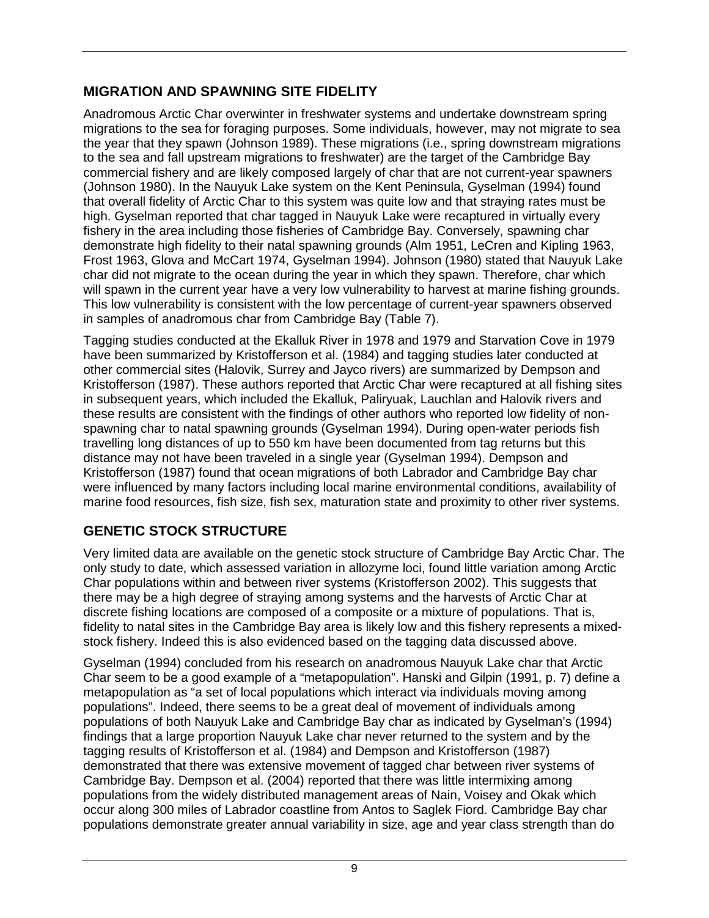## MIGRATION AND SPAWNING SITE FIDELITY

Anadromous Arctic Char overwinter in freshwater systems and undertake downstream spring migrations to the sea for foraging purposes. Some individuals, however, may not migrate to sea the year that they spawn (Johnson 1989). These migrations (i.e., spring downstream migrations to the sea and fall upstream migrations to freshwater) are the target of the Cambridge Bay commercial fishery and are likely composed largely of char that are not current-year spawners (Johnson 1980). In the Nauyuk Lake system on the Kent Peninsula, Gyselman (1994) found that overall fidelity of Arctic Char to this system was quite low and that straying rates must be high. Gyselman reported that char tagged in Nauyuk Lake were recaptured in virtually every fishery in the area including those fisheries of Cambridge Bay. Conversely, spawning char demonstrate high fidelity to their natal spawning grounds (Alm 1951, LeCren and Kipling 1963, Frost 1963, Glova and McCart 1974, Gyselman 1994). Johnson (1980) stated that Nauyuk Lake char did not migrate to the ocean during the year in which they spawn. Therefore, char which will spawn in the current year have a very low vulnerability to harvest at marine fishing grounds. This low vulnerability is consistent with the low percentage of current-year spawners observed in samples of anadromous char from Cambridge Bay (Table 7).

Tagging studies conducted at the Ekalluk River in 1978 and 1979 and Starvation Cove in 1979 have been summarized by Kristofferson et al. (1984) and tagging studies later conducted at other commercial sites (Halovik, Surrey and Jayco rivers) are summarized by Dempson and Kristofferson (1987). These authors reported that Arctic Char were recaptured at all fishing sites in subsequent years, which included the Ekalluk, Paliryuak, Lauchlan and Halovik rivers and these results are consistent with the findings of other authors who reported low fidelity of non-spawning char to natal spawning grounds (Gyselman 1994). During open-water periods fish travelling long distances of up to 550 km have been documented from tag returns but this distance may not have been traveled in a single year (Gyselman 1994). Dempson and Kristofferson (1987) found that ocean migrations of both Labrador and Cambridge Bay char were influenced by many factors including local marine environmental conditions, availability of marine food resources, fish size, fish sex, maturation state and proximity to other river systems.

## GENETIC STOCK STRUCTURE

Very limited data are available on the genetic stock structure of Cambridge Bay Arctic Char. The only study to date, which assessed variation in allozyme loci, found little variation among Arctic Char populations within and between river systems (Kristofferson 2002). This suggests that there may be a high degree of straying among systems and the harvests of Arctic Char at discrete fishing locations are composed of a composite or a mixture of populations. That is, fidelity to natal sites in the Cambridge Bay area is likely low and this fishery represents a mixed-stock fishery. Indeed this is also evidenced based on the tagging data discussed above.

Gyselman (1994) concluded from his research on anadromous Nauyuk Lake char that Arctic Char seem to be a good example of a "metapopulation". Hanski and Gilpin (1991, p. 7) define a metapopulation as "a set of local populations which interact via individuals moving among populations". Indeed, there seems to be a great deal of movement of individuals among populations of both Nauyuk Lake and Cambridge Bay char as indicated by Gyselman's (1994) findings that a large proportion Nauyuk Lake char never returned to the system and by the tagging results of Kristofferson et al. (1984) and Dempson and Kristofferson (1987) demonstrated that there was extensive movement of tagged char between river systems of Cambridge Bay. Dempson et al. (2004) reported that there was little intermixing among populations from the widely distributed management areas of Nain, Voisey and Okak which occur along 300 miles of Labrador coastline from Antos to Saglek Fiord. Cambridge Bay char populations demonstrate greater annual variability in size, age and year class strength than do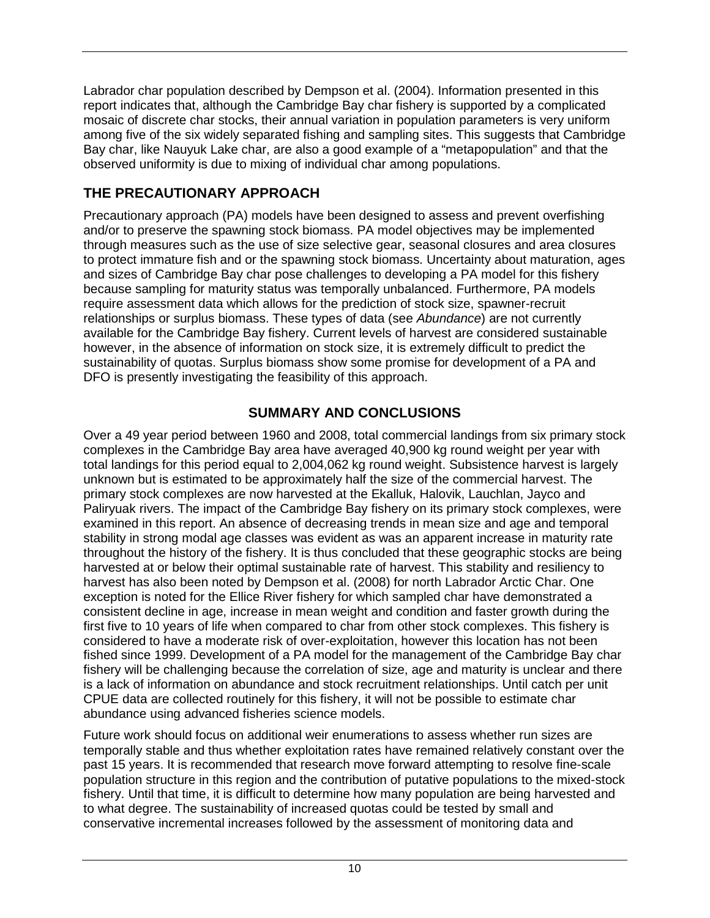Labrador char population described by Dempson et al. (2004). Information presented in this report indicates that, although the Cambridge Bay char fishery is supported by a complicated mosaic of discrete char stocks, their annual variation in population parameters is very uniform among five of the six widely separated fishing and sampling sites. This suggests that Cambridge Bay char, like Nauyuk Lake char, are also a good example of a "metapopulation" and that the observed uniformity is due to mixing of individual char among populations.

## THE PRECAUTIONARY APPROACH

Precautionary approach (PA) models have been designed to assess and prevent overfishing and/or to preserve the spawning stock biomass. PA model objectives may be implemented through measures such as the use of size selective gear, seasonal closures and area closures to protect immature fish and or the spawning stock biomass. Uncertainty about maturation, ages and sizes of Cambridge Bay char pose challenges to developing a PA model for this fishery because sampling for maturity status was temporally unbalanced. Furthermore, PA models require assessment data which allows for the prediction of stock size, spawner-recruit relationships or surplus biomass. These types of data (see *Abundance*) are not currently available for the Cambridge Bay fishery. Current levels of harvest are considered sustainable however, in the absence of information on stock size, it is extremely difficult to predict the sustainability of quotas. Surplus biomass show some promise for development of a PA and DFO is presently investigating the feasibility of this approach.

# SUMMARY AND CONCLUSIONS

Over a 49 year period between 1960 and 2008, total commercial landings from six primary stock complexes in the Cambridge Bay area have averaged 40,900 kg round weight per year with total landings for this period equal to 2,004,062 kg round weight. Subsistence harvest is largely unknown but is estimated to be approximately half the size of the commercial harvest. The primary stock complexes are now harvested at the Ekalluk, Halovik, Lauchlan, Jayco and Paliryuak rivers. The impact of the Cambridge Bay fishery on its primary stock complexes, were examined in this report. An absence of decreasing trends in mean size and age and temporal stability in strong modal age classes was evident as was an apparent increase in maturity rate throughout the history of the fishery. It is thus concluded that these geographic stocks are being harvested at or below their optimal sustainable rate of harvest. This stability and resiliency to harvest has also been noted by Dempson et al. (2008) for north Labrador Arctic Char. One exception is noted for the Ellice River fishery for which sampled char have demonstrated a consistent decline in age, increase in mean weight and condition and faster growth during the first five to 10 years of life when compared to char from other stock complexes. This fishery is considered to have a moderate risk of over-exploitation, however this location has not been fished since 1999. Development of a PA model for the management of the Cambridge Bay char fishery will be challenging because the correlation of size, age and maturity is unclear and there is a lack of information on abundance and stock recruitment relationships. Until catch per unit CPUE data are collected routinely for this fishery, it will not be possible to estimate char abundance using advanced fisheries science models.

Future work should focus on additional weir enumerations to assess whether run sizes are temporally stable and thus whether exploitation rates have remained relatively constant over the past 15 years. It is recommended that research move forward attempting to resolve fine-scale population structure in this region and the contribution of putative populations to the mixed-stock fishery. Until that time, it is difficult to determine how many population are being harvested and to what degree. The sustainability of increased quotas could be tested by small and conservative incremental increases followed by the assessment of monitoring data and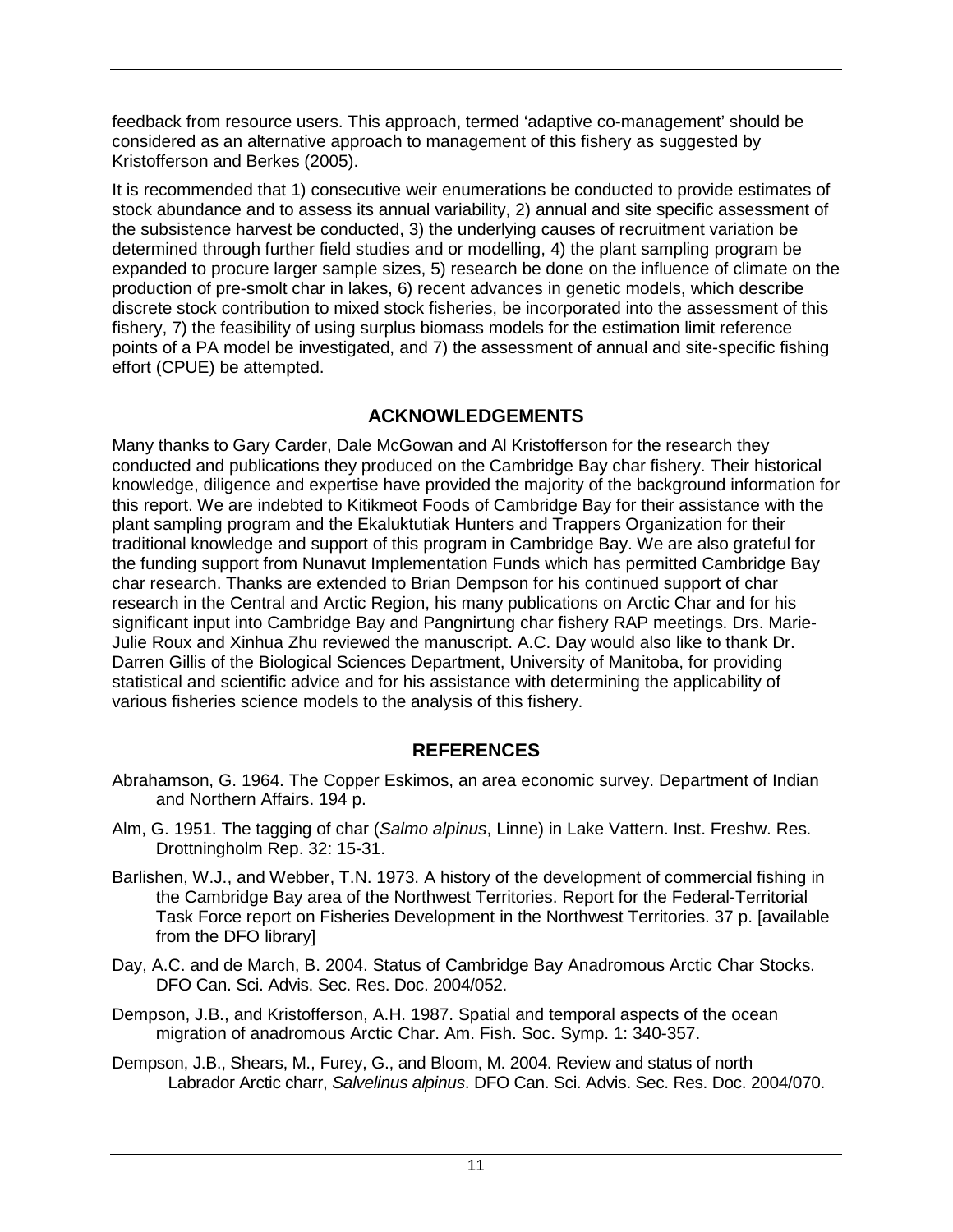feedback from resource users. This approach, termed 'adaptive co-management' should be considered as an alternative approach to management of this fishery as suggested by Kristofferson and Berkes (2005).

It is recommended that 1) consecutive weir enumerations be conducted to provide estimates of stock abundance and to assess its annual variability, 2) annual and site specific assessment of the subsistence harvest be conducted, 3) the underlying causes of recruitment variation be determined through further field studies and or modelling, 4) the plant sampling program be expanded to procure larger sample sizes, 5) research be done on the influence of climate on the production of pre-smolt char in lakes, 6) recent advances in genetic models, which describe discrete stock contribution to mixed stock fisheries, be incorporated into the assessment of this fishery, 7) the feasibility of using surplus biomass models for the estimation limit reference points of a PA model be investigated, and 7) the assessment of annual and site-specific fishing effort (CPUE) be attempted.

## ACKNOWLEDGEMENTS

Many thanks to Gary Carder, Dale McGowan and Al Kristofferson for the research they conducted and publications they produced on the Cambridge Bay char fishery. Their historical knowledge, diligence and expertise have provided the majority of the background information for this report. We are indebted to Kitikmeot Foods of Cambridge Bay for their assistance with the plant sampling program and the Ekaluktutiak Hunters and Trappers Organization for their traditional knowledge and support of this program in Cambridge Bay. We are also grateful for the funding support from Nunavut Implementation Funds which has permitted Cambridge Bay char research. Thanks are extended to Brian Dempson for his continued support of char research in the Central and Arctic Region, his many publications on Arctic Char and for his significant input into Cambridge Bay and Pangnirtung char fishery RAP meetings. Drs. Marie-Julie Roux and Xinhua Zhu reviewed the manuscript. A.C. Day would also like to thank Dr. Darren Gillis of the Biological Sciences Department, University of Manitoba, for providing statistical and scientific advice and for his assistance with determining the applicability of various fisheries science models to the analysis of this fishery.

## REFERENCES

Abrahamson, G. 1964. The Copper Eskimos, an area economic survey. Department of Indian and Northern Affairs. 194 p.

Alm, G. 1951. The tagging of char (*Salmo alpinus*, Linne) in Lake Vattern. Inst. Freshw. Res. Drottningholm Rep. 32: 15-31.

Barlishen, W.J., and Webber, T.N. 1973. A history of the development of commercial fishing in the Cambridge Bay area of the Northwest Territories. Report for the Federal-Territorial Task Force report on Fisheries Development in the Northwest Territories. 37 p. [available from the DFO library]

Day, A.C. and de March, B. 2004. Status of Cambridge Bay Anadromous Arctic Char Stocks. DFO Can. Sci. Advis. Sec. Res. Doc. 2004/052.

Dempson, J.B., and Kristofferson, A.H. 1987. Spatial and temporal aspects of the ocean migration of anadromous Arctic Char. Am. Fish. Soc. Symp. 1: 340-357.

Dempson, J.B., Shears, M., Furey, G., and Bloom, M. 2004. Review and status of north Labrador Arctic charr, *Salvelinus alpinus*. DFO Can. Sci. Advis. Sec. Res. Doc. 2004/070.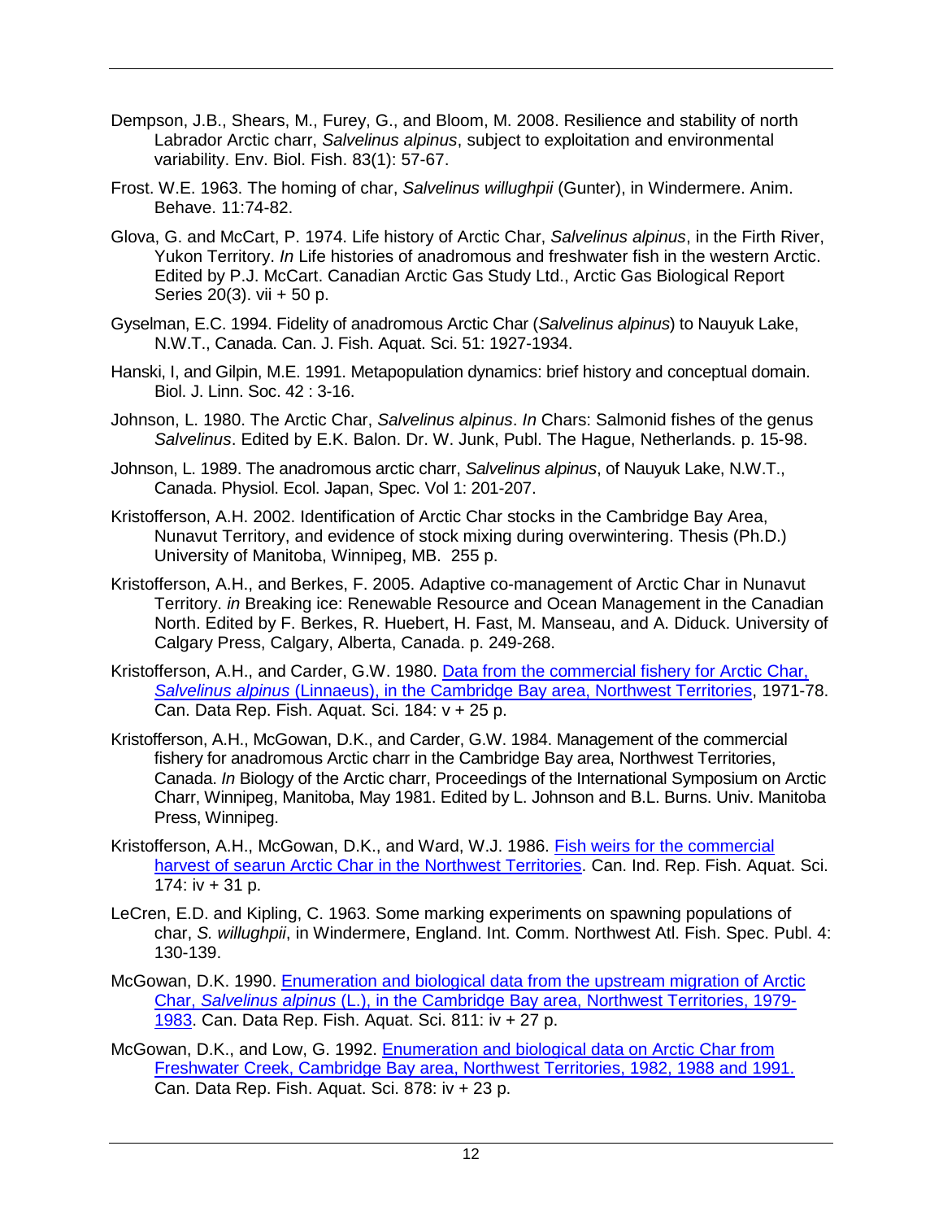Dempson, J.B., Shears, M., Furey, G., and Bloom, M. 2008. Resilience and stability of north Labrador Arctic charr, *Salvelinus alpinus*, subject to exploitation and environmental variability. Env. Biol. Fish. 83(1): 57-67.

Frost. W.E. 1963. The homing of char, *Salvelinus willughpii* (Gunter), in Windermere. Anim. Behave. 11:74-82.

Glova, G. and McCart, P. 1974. Life history of Arctic Char, *Salvelinus alpinus*, in the Firth River, Yukon Territory. *In* Life histories of anadromous and freshwater fish in the western Arctic. Edited by P.J. McCart. Canadian Arctic Gas Study Ltd., Arctic Gas Biological Report Series 20(3). vii + 50 p.

Gyselman, E.C. 1994. Fidelity of anadromous Arctic Char (*Salvelinus alpinus*) to Nauyuk Lake, N.W.T., Canada. Can. J. Fish. Aquat. Sci. 51: 1927-1934.

Hanski, I, and Gilpin, M.E. 1991. Metapopulation dynamics: brief history and conceptual domain. Biol. J. Linn. Soc. 42 : 3-16.

Johnson, L. 1980. The Arctic Char, *Salvelinus alpinus*. *In* Chars: Salmonid fishes of the genus *Salvelinus*. Edited by E.K. Balon. Dr. W. Junk, Publ. The Hague, Netherlands. p. 15-98.

Johnson, L. 1989. The anadromous arctic charr, *Salvelinus alpinus*, of Nauyuk Lake, N.W.T., Canada. Physiol. Ecol. Japan, Spec. Vol 1: 201-207.

Kristofferson, A.H. 2002. Identification of Arctic Char stocks in the Cambridge Bay Area, Nunavut Territory, and evidence of stock mixing during overwintering. Thesis (Ph.D.) University of Manitoba, Winnipeg, MB. 255 p.

Kristofferson, A.H., and Berkes, F. 2005. Adaptive co-management of Arctic Char in Nunavut Territory. *in* Breaking ice: Renewable Resource and Ocean Management in the Canadian North. Edited by F. Berkes, R. Huebert, H. Fast, M. Manseau, and A. Diduck. University of Calgary Press, Calgary, Alberta, Canada. p. 249-268.

Kristofferson, A.H., and Carder, G.W. 1980. Data from the commercial fishery for Arctic Char, *Salvelinus alpinus* (Linnaeus), in the Cambridge Bay area, Northwest Territories, 1971-78. Can. Data Rep. Fish. Aquat. Sci. 184: v + 25 p.

Kristofferson, A.H., McGowan, D.K., and Carder, G.W. 1984. Management of the commercial fishery for anadromous Arctic charr in the Cambridge Bay area, Northwest Territories, Canada. *In* Biology of the Arctic charr, Proceedings of the International Symposium on Arctic Charr, Winnipeg, Manitoba, May 1981. Edited by L. Johnson and B.L. Burns. Univ. Manitoba Press, Winnipeg.

Kristofferson, A.H., McGowan, D.K., and Ward, W.J. 1986. Fish weirs for the commercial harvest of searun Arctic Char in the Northwest Territories. Can. Ind. Rep. Fish. Aquat. Sci. 174: iv + 31 p.

LeCren, E.D. and Kipling, C. 1963. Some marking experiments on spawning populations of char, *S. willughpii*, in Windermere, England. Int. Comm. Northwest Atl. Fish. Spec. Publ. 4: 130-139.

McGowan, D.K. 1990. Enumeration and biological data from the upstream migration of Arctic Char, *Salvelinus alpinus* (L.), in the Cambridge Bay area, Northwest Territories, 1979-1983. Can. Data Rep. Fish. Aquat. Sci. 811: iv + 27 p.

McGowan, D.K., and Low, G. 1992. Enumeration and biological data on Arctic Char from Freshwater Creek, Cambridge Bay area, Northwest Territories, 1982, 1988 and 1991. Can. Data Rep. Fish. Aquat. Sci. 878: iv + 23 p.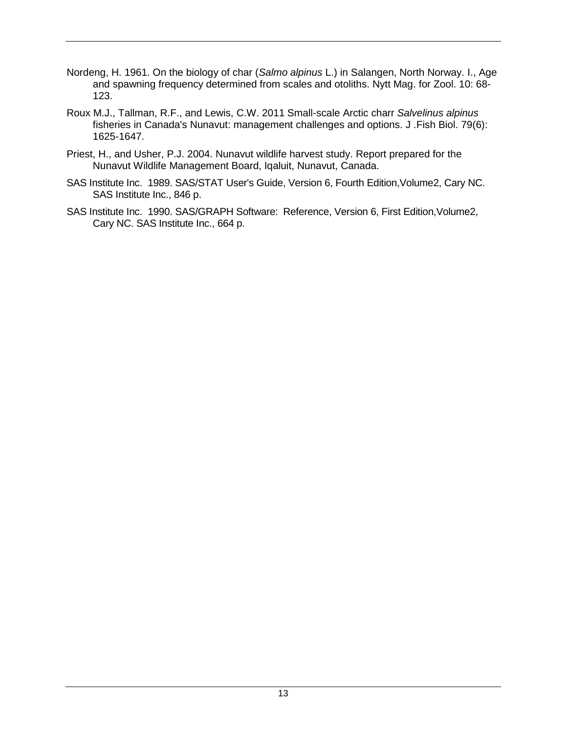Nordeng, H. 1961. On the biology of char (*Salmo alpinus* L.) in Salangen, North Norway. I., Age and spawning frequency determined from scales and otoliths. Nytt Mag. for Zool. 10: 68-123.

Roux M.J., Tallman, R.F., and Lewis, C.W. 2011 Small-scale Arctic charr *Salvelinus alpinus* fisheries in Canada's Nunavut: management challenges and options. J .Fish Biol. 79(6): 1625-1647.

Priest, H., and Usher, P.J. 2004. Nunavut wildlife harvest study. Report prepared for the Nunavut Wildlife Management Board, Iqaluit, Nunavut, Canada.

SAS Institute Inc. 1989. SAS/STAT User's Guide, Version 6, Fourth Edition,Volume2, Cary NC. SAS Institute Inc., 846 p.

SAS Institute Inc. 1990. SAS/GRAPH Software: Reference, Version 6, First Edition,Volume2, Cary NC. SAS Institute Inc., 664 p.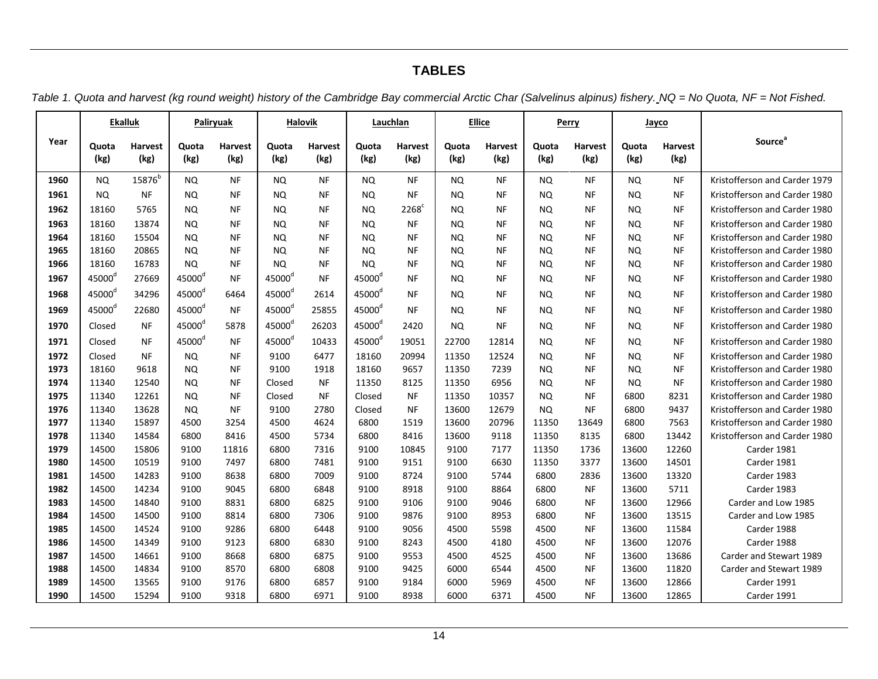## TABLES

*Table 1. Quota and harvest (kg round weight) history of the Cambridge Bay commercial Arctic Char (Salvelinus alpinus) fishery. NQ = No Quota, NF = Not Fished.*

| Year | Ekalluk | | Paliryuak | | Halovik | | Lauchlan | | Ellice | | Perry | | Jayco | | Source[a] |
|---|---|---|---|---|---|---|---|---|---|---|---|---|---|---|---|
| | Quota (kg) | Harvest (kg) | Quota (kg) | Harvest (kg) | Quota (kg) | Harvest (kg) | Quota (kg) | Harvest (kg) | Quota (kg) | Harvest (kg) | Quota (kg) | Harvest (kg) | Quota (kg) | Harvest (kg) | |
| 1960 | NQ | 15876[b] | NQ | NF | NQ | NF | NQ | NF | NQ | NF | NQ | NF | NQ | NF | Kristofferson and Carder 1979 |
| 1961 | NQ | NF | NQ | NF | NQ | NF | NQ | NF | NQ | NF | NQ | NF | NQ | NF | Kristofferson and Carder 1980 |
| 1962 | 18160 | 5765 | NQ | NF | NQ | NF | NQ | 2268[c] | NQ | NF | NQ | NF | NQ | NF | Kristofferson and Carder 1980 |
| 1963 | 18160 | 13874 | NQ | NF | NQ | NF | NQ | NF | NQ | NF | NQ | NF | NQ | NF | Kristofferson and Carder 1980 |
| 1964 | 18160 | 15504 | NQ | NF | NQ | NF | NQ | NF | NQ | NF | NQ | NF | NQ | NF | Kristofferson and Carder 1980 |
| 1965 | 18160 | 20865 | NQ | NF | NQ | NF | NQ | NF | NQ | NF | NQ | NF | NQ | NF | Kristofferson and Carder 1980 |
| 1966 | 18160 | 16783 | NQ | NF | NQ | NF | NQ | NF | NQ | NF | NQ | NF | NQ | NF | Kristofferson and Carder 1980 |
| 1967 | 45000[d] | 27669 | 45000[d] | NF | 45000[d] | NF | 45000[d] | NF | NQ | NF | NQ | NF | NQ | NF | Kristofferson and Carder 1980 |
| 1968 | 45000[d] | 34296 | 45000[d] | 6464 | 45000[d] | 2614 | 45000[d] | NF | NQ | NF | NQ | NF | NQ | NF | Kristofferson and Carder 1980 |
| 1969 | 45000[d] | 22680 | 45000[d] | NF | 45000[d] | 25855 | 45000[d] | NF | NQ | NF | NQ | NF | NQ | NF | Kristofferson and Carder 1980 |
| 1970 | Closed | NF | 45000[d] | 5878 | 45000[d] | 26203 | 45000[d] | 2420 | NQ | NF | NQ | NF | NQ | NF | Kristofferson and Carder 1980 |
| 1971 | Closed | NF | 45000[d] | NF | 45000[d] | 10433 | 45000[d] | 19051 | 22700 | 12814 | NQ | NF | NQ | NF | Kristofferson and Carder 1980 |
| 1972 | Closed | NF | NQ | NF | 9100 | 6477 | 18160 | 20994 | 11350 | 12524 | NQ | NF | NQ | NF | Kristofferson and Carder 1980 |
| 1973 | 18160 | 9618 | NQ | NF | 9100 | 1918 | 18160 | 9657 | 11350 | 7239 | NQ | NF | NQ | NF | Kristofferson and Carder 1980 |
| 1974 | 11340 | 12540 | NQ | NF | Closed | NF | 11350 | 8125 | 11350 | 6956 | NQ | NF | NQ | NF | Kristofferson and Carder 1980 |
| 1975 | 11340 | 12261 | NQ | NF | Closed | NF | Closed | NF | 11350 | 10357 | NQ | NF | 6800 | 8231 | Kristofferson and Carder 1980 |
| 1976 | 11340 | 13628 | NQ | NF | 9100 | 2780 | Closed | NF | 13600 | 12679 | NQ | NF | 6800 | 9437 | Kristofferson and Carder 1980 |
| 1977 | 11340 | 15897 | 4500 | 3254 | 4500 | 4624 | 6800 | 1519 | 13600 | 20796 | 11350 | 13649 | 6800 | 7563 | Kristofferson and Carder 1980 |
| 1978 | 11340 | 14584 | 6800 | 8416 | 4500 | 5734 | 6800 | 8416 | 13600 | 9118 | 11350 | 8135 | 6800 | 13442 | Kristofferson and Carder 1980 |
| 1979 | 14500 | 15806 | 9100 | 11816 | 6800 | 7316 | 9100 | 10845 | 9100 | 7177 | 11350 | 1736 | 13600 | 12260 | Carder 1981 |
| 1980 | 14500 | 10519 | 9100 | 7497 | 6800 | 7481 | 9100 | 9151 | 9100 | 6630 | 11350 | 3377 | 13600 | 14501 | Carder 1981 |
| 1981 | 14500 | 14283 | 9100 | 8638 | 6800 | 7009 | 9100 | 8724 | 9100 | 5744 | 6800 | 2836 | 13600 | 13320 | Carder 1983 |
| 1982 | 14500 | 14234 | 9100 | 9045 | 6800 | 6848 | 9100 | 8918 | 9100 | 8864 | 6800 | NF | 13600 | 5711 | Carder 1983 |
| 1983 | 14500 | 14840 | 9100 | 8831 | 6800 | 6825 | 9100 | 9106 | 9100 | 9046 | 6800 | NF | 13600 | 12966 | Carder and Low 1985 |
| 1984 | 14500 | 14500 | 9100 | 8814 | 6800 | 7306 | 9100 | 9876 | 9100 | 8953 | 6800 | NF | 13600 | 13515 | Carder and Low 1985 |
| 1985 | 14500 | 14524 | 9100 | 9286 | 6800 | 6448 | 9100 | 9056 | 4500 | 5598 | 4500 | NF | 13600 | 11584 | Carder 1988 |
| 1986 | 14500 | 14349 | 9100 | 9123 | 6800 | 6830 | 9100 | 8243 | 4500 | 4180 | 4500 | NF | 13600 | 12076 | Carder 1988 |
| 1987 | 14500 | 14661 | 9100 | 8668 | 6800 | 6875 | 9100 | 9553 | 4500 | 4525 | 4500 | NF | 13600 | 13686 | Carder and Stewart 1989 |
| 1988 | 14500 | 14834 | 9100 | 8570 | 6800 | 6808 | 9100 | 9425 | 6000 | 6544 | 4500 | NF | 13600 | 11820 | Carder and Stewart 1989 |
| 1989 | 14500 | 13565 | 9100 | 9176 | 6800 | 6857 | 9100 | 9184 | 6000 | 5969 | 4500 | NF | 13600 | 12866 | Carder 1991 |
| 1990 | 14500 | 15294 | 9100 | 9318 | 6800 | 6971 | 9100 | 8938 | 6000 | 6371 | 4500 | NF | 13600 | 12865 | Carder 1991 |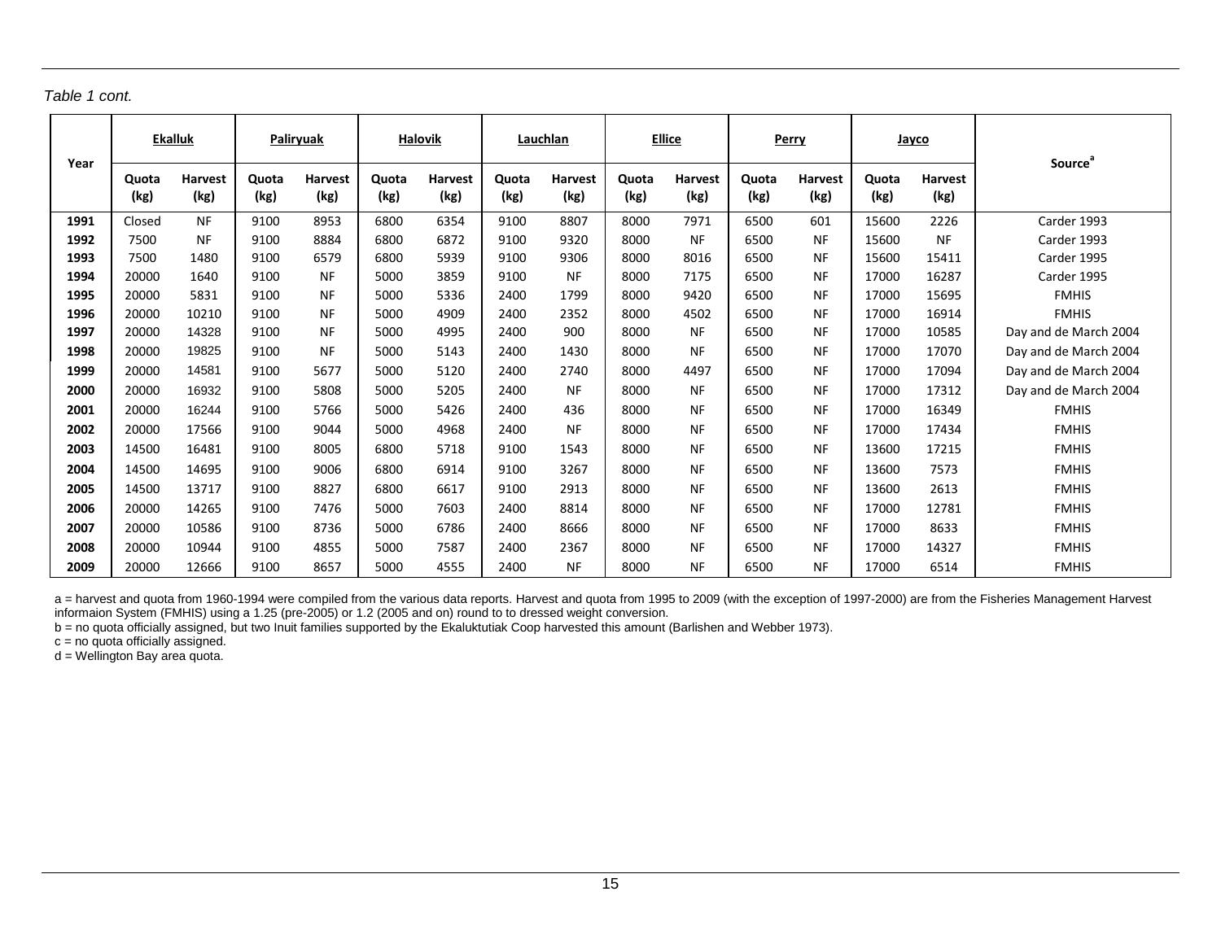*Table 1 cont.*

| Year | Ekalluk | | Paliryuak | | Halovik | | Lauchlan | | Ellice | | Perry | | Jayco | | Source[a] |
|---|---|---|---|---|---|---|---|---|---|---|---|---|---|---|---|
| | Quota (kg) | Harvest (kg) | Quota (kg) | Harvest (kg) | Quota (kg) | Harvest (kg) | Quota (kg) | Harvest (kg) | Quota (kg) | Harvest (kg) | Quota (kg) | Harvest (kg) | Quota (kg) | Harvest (kg) | |
| **1991** | Closed | NF | 9100 | 8953 | 6800 | 6354 | 9100 | 8807 | 8000 | 7971 | 6500 | 601 | 15600 | 2226 | Carder 1993 |
| **1992** | 7500 | NF | 9100 | 8884 | 6800 | 6872 | 9100 | 9320 | 8000 | NF | 6500 | NF | 15600 | NF | Carder 1993 |
| **1993** | 7500 | 1480 | 9100 | 6579 | 6800 | 5939 | 9100 | 9306 | 8000 | 8016 | 6500 | NF | 15600 | 15411 | Carder 1995 |
| **1994** | 20000 | 1640 | 9100 | NF | 5000 | 3859 | 9100 | NF | 8000 | 7175 | 6500 | NF | 17000 | 16287 | Carder 1995 |
| **1995** | 20000 | 5831 | 9100 | NF | 5000 | 5336 | 2400 | 1799 | 8000 | 9420 | 6500 | NF | 17000 | 15695 | FMHIS |
| **1996** | 20000 | 10210 | 9100 | NF | 5000 | 4909 | 2400 | 2352 | 8000 | 4502 | 6500 | NF | 17000 | 16914 | FMHIS |
| **1997** | 20000 | 14328 | 9100 | NF | 5000 | 4995 | 2400 | 900 | 8000 | NF | 6500 | NF | 17000 | 10585 | Day and de March 2004 |
| **1998** | 20000 | 19825 | 9100 | NF | 5000 | 5143 | 2400 | 1430 | 8000 | NF | 6500 | NF | 17000 | 17070 | Day and de March 2004 |
| **1999** | 20000 | 14581 | 9100 | 5677 | 5000 | 5120 | 2400 | 2740 | 8000 | 4497 | 6500 | NF | 17000 | 17094 | Day and de March 2004 |
| **2000** | 20000 | 16932 | 9100 | 5808 | 5000 | 5205 | 2400 | NF | 8000 | NF | 6500 | NF | 17000 | 17312 | Day and de March 2004 |
| **2001** | 20000 | 16244 | 9100 | 5766 | 5000 | 5426 | 2400 | 436 | 8000 | NF | 6500 | NF | 17000 | 16349 | FMHIS |
| **2002** | 20000 | 17566 | 9100 | 9044 | 5000 | 4968 | 2400 | NF | 8000 | NF | 6500 | NF | 17000 | 17434 | FMHIS |
| **2003** | 14500 | 16481 | 9100 | 8005 | 6800 | 5718 | 9100 | 1543 | 8000 | NF | 6500 | NF | 13600 | 17215 | FMHIS |
| **2004** | 14500 | 14695 | 9100 | 9006 | 6800 | 6914 | 9100 | 3267 | 8000 | NF | 6500 | NF | 13600 | 7573 | FMHIS |
| **2005** | 14500 | 13717 | 9100 | 8827 | 6800 | 6617 | 9100 | 2913 | 8000 | NF | 6500 | NF | 13600 | 2613 | FMHIS |
| **2006** | 20000 | 14265 | 9100 | 7476 | 5000 | 7603 | 2400 | 8814 | 8000 | NF | 6500 | NF | 17000 | 12781 | FMHIS |
| **2007** | 20000 | 10586 | 9100 | 8736 | 5000 | 6786 | 2400 | 8666 | 8000 | NF | 6500 | NF | 17000 | 8633 | FMHIS |
| **2008** | 20000 | 10944 | 9100 | 4855 | 5000 | 7587 | 2400 | 2367 | 8000 | NF | 6500 | NF | 17000 | 14327 | FMHIS |
| **2009** | 20000 | 12666 | 9100 | 8657 | 5000 | 4555 | 2400 | NF | 8000 | NF | 6500 | NF | 17000 | 6514 | FMHIS |

a = harvest and quota from 1960-1994 were compiled from the various data reports. Harvest and quota from 1995 to 2009 (with the exception of 1997-2000) are from the Fisheries Management Harvest informaion System (FMHIS) using a 1.25 (pre-2005) or 1.2 (2005 and on) round to to dressed weight conversion.

b = no quota officially assigned, but two Inuit families supported by the Ekaluktutiak Coop harvested this amount (Barlishen and Webber 1973).

c = no quota officially assigned.

d = Wellington Bay area quota.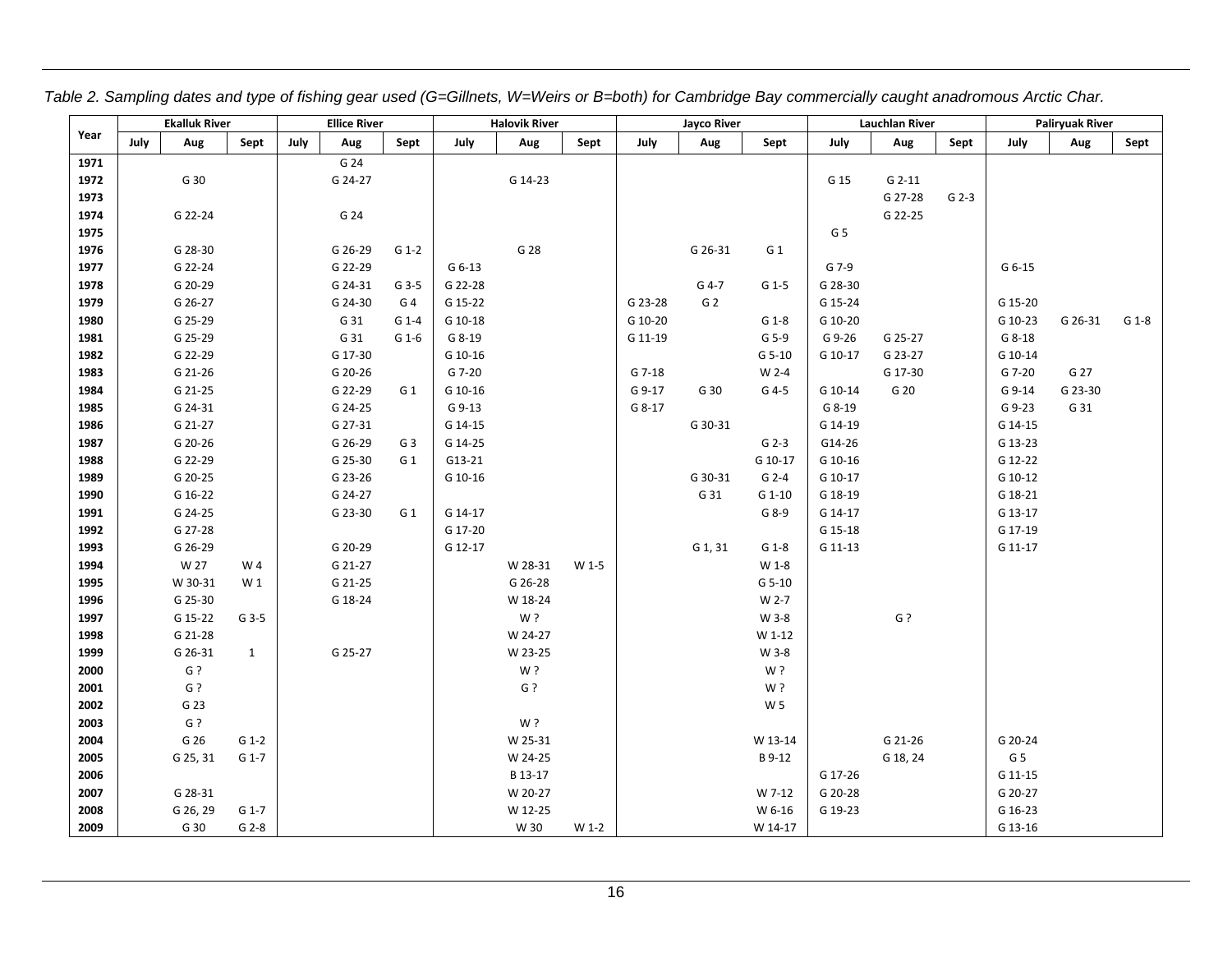*Table 2. Sampling dates and type of fishing gear used (G=Gillnets, W=Weirs or B=both) for Cambridge Bay commercially caught anadromous Arctic Char.*

| Year | Ekalluk River | | | Ellice River | | | Halovik River | | | Jayco River | | | Lauchlan River | | | Paliryuak River | | |
|---|---|---|---|---|---|---|---|---|---|---|---|---|---|---|---|---|---|---|
| | July | Aug | Sept | July | Aug | Sept | July | Aug | Sept | July | Aug | Sept | July | Aug | Sept | July | Aug | Sept |
| 1971 | | | | | G 24 | | | | | | | | | | | | | |
| 1972 | | G 30 | | | G 24-27 | | | G 14-23 | | | | | G 15 | G 2-11 | | | | |
| 1973 | | | | | | | | | | | | | | G 27-28 | G 2-3 | | | |
| 1974 | | G 22-24 | | | G 24 | | | | | | | | | G 22-25 | | | | |
| 1975 | | | | | | | | | | | | | G 5 | | | | | |
| 1976 | | G 28-30 | | | G 26-29 | G 1-2 | | G 28 | | | G 26-31 | G 1 | | | | | | |
| 1977 | | G 22-24 | | | G 22-29 | | G 6-13 | | | | | | G 7-9 | | | G 6-15 | | |
| 1978 | | G 20-29 | | | G 24-31 | G 3-5 | G 22-28 | | | | G 4-7 | G 1-5 | G 28-30 | | | | | |
| 1979 | | G 26-27 | | | G 24-30 | G 4 | G 15-22 | | | G 23-28 | G 2 | | G 15-24 | | | G 15-20 | | |
| 1980 | | G 25-29 | | | G 31 | G 1-4 | G 10-18 | | | G 10-20 | | G 1-8 | G 10-20 | | | G 10-23 | G 26-31 | G 1-8 |
| 1981 | | G 25-29 | | | G 31 | G 1-6 | G 8-19 | | | G 11-19 | | G 5-9 | G 9-26 | G 25-27 | | G 8-18 | | |
| 1982 | | G 22-29 | | | G 17-30 | | G 10-16 | | | | | G 5-10 | G 10-17 | G 23-27 | | G 10-14 | | |
| 1983 | | G 21-26 | | | G 20-26 | | G 7-20 | | | G 7-18 | | W 2-4 | | G 17-30 | | G 7-20 | G 27 | |
| 1984 | | G 21-25 | | | G 22-29 | G 1 | G 10-16 | | | G 9-17 | G 30 | G 4-5 | G 10-14 | G 20 | | G 9-14 | G 23-30 | |
| 1985 | | G 24-31 | | | G 24-25 | | G 9-13 | | | G 8-17 | | | G 8-19 | | | G 9-23 | G 31 | |
| 1986 | | G 21-27 | | | G 27-31 | | G 14-15 | | | | G 30-31 | | G 14-19 | | | G 14-15 | | |
| 1987 | | G 20-26 | | | G 26-29 | G 3 | G 14-25 | | | | | G 2-3 | G14-26 | | | G 13-23 | | |
| 1988 | | G 22-29 | | | G 25-30 | G 1 | G13-21 | | | | | G 10-17 | G 10-16 | | | G 12-22 | | |
| 1989 | | G 20-25 | | | G 23-26 | | G 10-16 | | | | G 30-31 | G 2-4 | G 10-17 | | | G 10-12 | | |
| 1990 | | G 16-22 | | | G 24-27 | | | | | | G 31 | G 1-10 | G 18-19 | | | G 18-21 | | |
| 1991 | | G 24-25 | | | G 23-30 | G 1 | G 14-17 | | | | | G 8-9 | G 14-17 | | | G 13-17 | | |
| 1992 | | G 27-28 | | | | | G 17-20 | | | | | | G 15-18 | | | G 17-19 | | |
| 1993 | | G 26-29 | | | G 20-29 | | G 12-17 | | | | G 1, 31 | G 1-8 | G 11-13 | | | G 11-17 | | |
| 1994 | | W 27 | W 4 | | G 21-27 | | | W 28-31 | W 1-5 | | | W 1-8 | | | | | | |
| 1995 | | W 30-31 | W 1 | | G 21-25 | | | G 26-28 | | | | G 5-10 | | | | | | |
| 1996 | | G 25-30 | | | G 18-24 | | | W 18-24 | | | | W 2-7 | | | | | | |
| 1997 | | G 15-22 | G 3-5 | | | | | W ? | | | | W 3-8 | | G ? | | | | |
| 1998 | | G 21-28 | | | | | | W 24-27 | | | | W 1-12 | | | | | | |
| 1999 | | G 26-31 | 1 | | G 25-27 | | | W 23-25 | | | | W 3-8 | | | | | | |
| 2000 | | G ? | | | | | | W ? | | | | W ? | | | | | | |
| 2001 | | G ? | | | | | | G ? | | | | W ? | | | | | | |
| 2002 | | G 23 | | | | | | | | | | W 5 | | | | | | |
| 2003 | | G ? | | | | | | W ? | | | | | | | | | | |
| 2004 | | G 26 | G 1-2 | | | | | W 25-31 | | | | W 13-14 | | G 21-26 | | G 20-24 | | |
| 2005 | | G 25, 31 | G 1-7 | | | | | W 24-25 | | | | B 9-12 | | G 18, 24 | | G 5 | | |
| 2006 | | | | | | | | B 13-17 | | | | | G 17-26 | | | G 11-15 | | |
| 2007 | | G 28-31 | | | | | | W 20-27 | | | | W 7-12 | G 20-28 | | | G 20-27 | | |
| 2008 | | G 26, 29 | G 1-7 | | | | | W 12-25 | | | | W 6-16 | G 19-23 | | | G 16-23 | | |
| 2009 | | G 30 | G 2-8 | | | | | W 30 | W 1-2 | | | W 14-17 | | | | G 13-16 | | |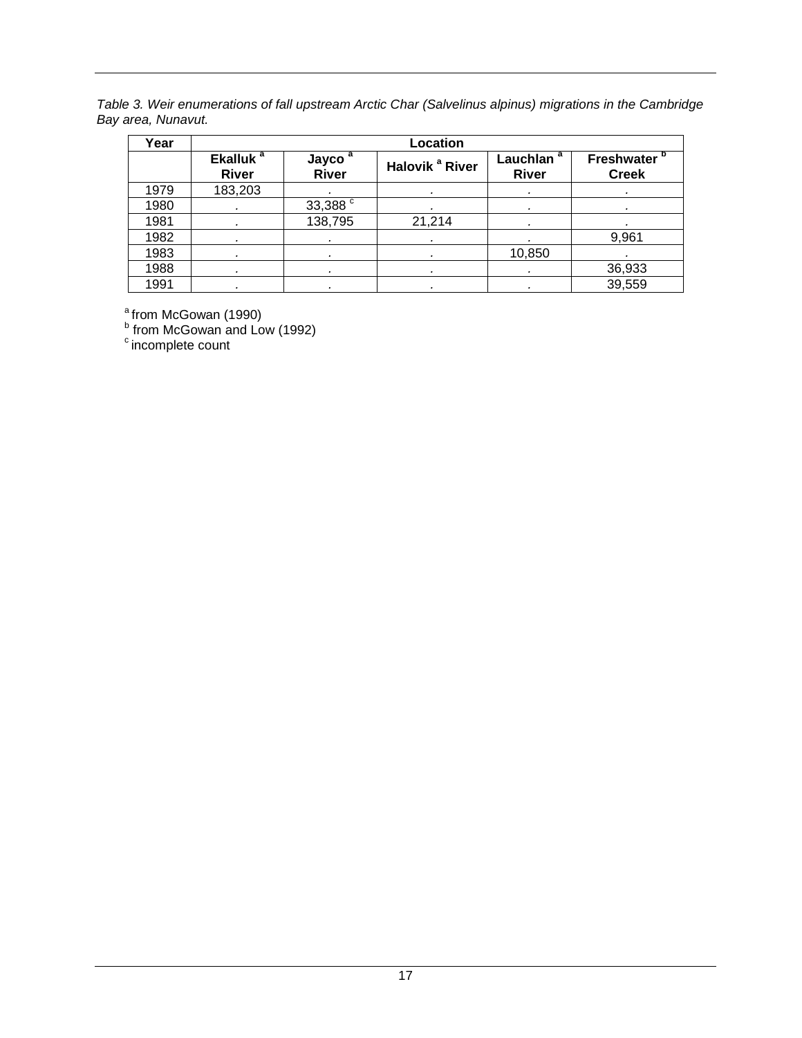*Table 3. Weir enumerations of fall upstream Arctic Char (Salvelinus alpinus) migrations in the Cambridge Bay area, Nunavut.*

| Year | Location | | | | |
|---|---|---|---|---|---|
| | Ekalluk [a] River | Jayco [a] River | Halovik [a] River | Lauchlan [a] River | Freshwater [b] Creek |
| 1979 | 183,203 | . | . | . | . |
| 1980 | . | 33,388 [c] | . | . | . |
| 1981 | . | 138,795 | 21,214 | . | . |
| 1982 | . | . | . | . | 9,961 |
| 1983 | . | . | . | 10,850 | . |
| 1988 | . | . | . | . | 36,933 |
| 1991 | . | . | . | . | 39,559 |

[a] from McGowan (1990)
[b] from McGowan and Low (1992)
[c] incomplete count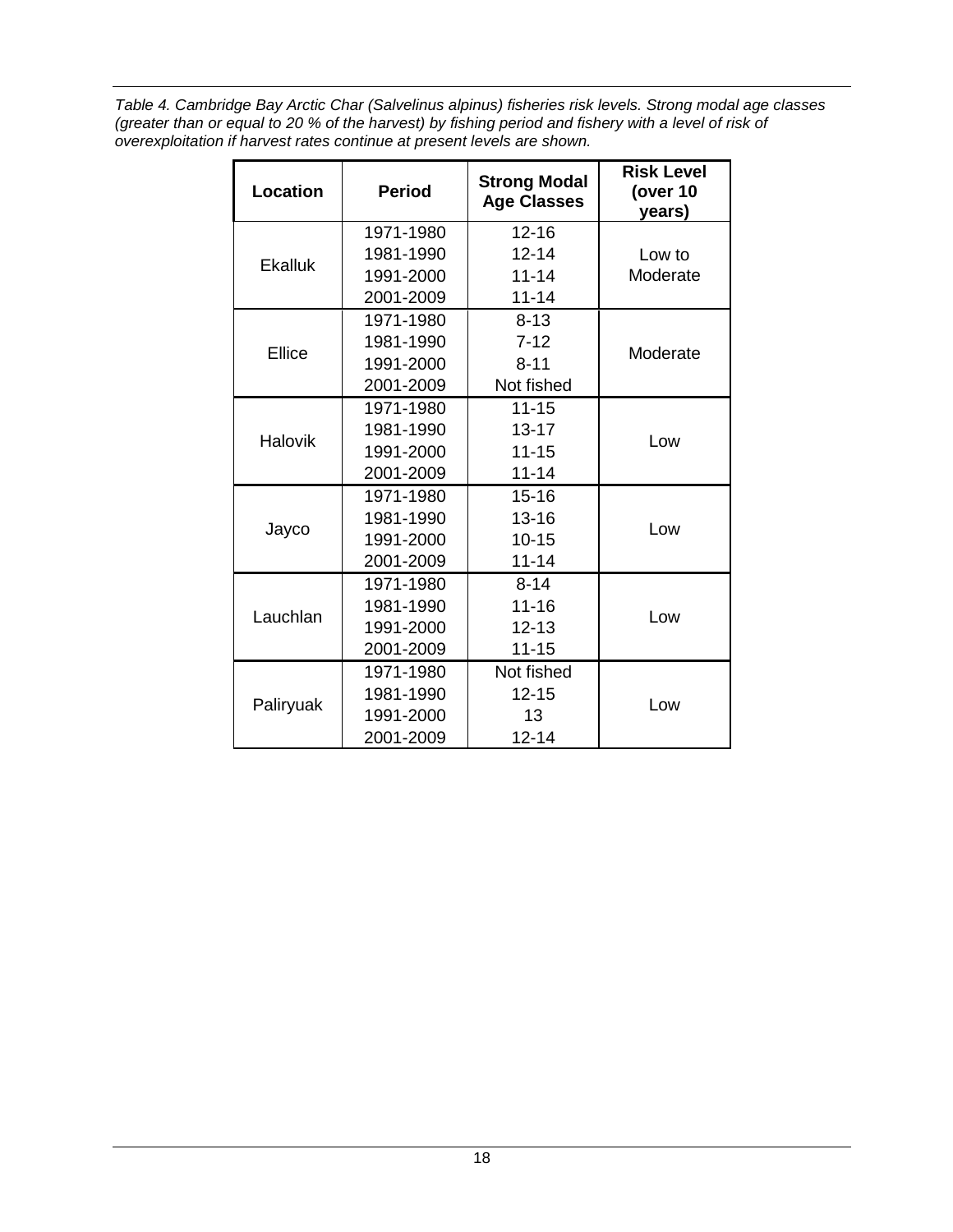*Table 4. Cambridge Bay Arctic Char (Salvelinus alpinus) fisheries risk levels. Strong modal age classes (greater than or equal to 20 % of the harvest) by fishing period and fishery with a level of risk of overexploitation if harvest rates continue at present levels are shown.*

| Location | Period | Strong Modal Age Classes | Risk Level (over 10 years) |
|---|---|---|---|
| Ekalluk | 1971-1980 | 12-16 | Low to Moderate |
| | 1981-1990 | 12-14 | |
| | 1991-2000 | 11-14 | |
| | 2001-2009 | 11-14 | |
| Ellice | 1971-1980 | 8-13 | Moderate |
| | 1981-1990 | 7-12 | |
| | 1991-2000 | 8-11 | |
| | 2001-2009 | Not fished | |
| Halovik | 1971-1980 | 11-15 | Low |
| | 1981-1990 | 13-17 | |
| | 1991-2000 | 11-15 | |
| | 2001-2009 | 11-14 | |
| Jayco | 1971-1980 | 15-16 | Low |
| | 1981-1990 | 13-16 | |
| | 1991-2000 | 10-15 | |
| | 2001-2009 | 11-14 | |
| Lauchlan | 1971-1980 | 8-14 | Low |
| | 1981-1990 | 11-16 | |
| | 1991-2000 | 12-13 | |
| | 2001-2009 | 11-15 | |
| Paliryuak | 1971-1980 | Not fished | Low |
| | 1981-1990 | 12-15 | |
| | 1991-2000 | 13 | |
| | 2001-2009 | 12-14 | |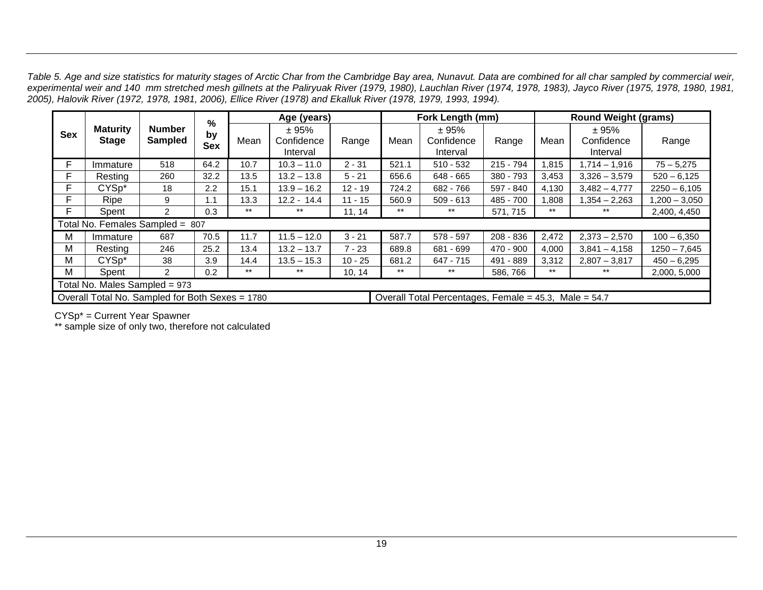*Table 5. Age and size statistics for maturity stages of Arctic Char from the Cambridge Bay area, Nunavut. Data are combined for all char sampled by commercial weir, experimental weir and 140 mm stretched mesh gillnets at the Paliryuak River (1979, 1980), Lauchlan River (1974, 1978, 1983), Jayco River (1975, 1978, 1980, 1981, 2005), Halovik River (1972, 1978, 1981, 2006), Ellice River (1978) and Ekalluk River (1978, 1979, 1993, 1994).*

| Sex | Maturity Stage | Number Sampled | % by Sex | Age (years) | | | Fork Length (mm) | | | Round Weight (grams) | | |
|---|---|---|---|---|---|---|---|---|---|---|---|---|
| | | | | Mean | ± 95% Confidence Interval | Range | Mean | ± 95% Confidence Interval | Range | Mean | ± 95% Confidence Interval | Range |
| F | Immature | 518 | 64.2 | 10.7 | 10.3 – 11.0 | 2 - 31 | 521.1 | 510 - 532 | 215 - 794 | 1,815 | 1,714 – 1,916 | 75 – 5,275 |
| F | Resting | 260 | 32.2 | 13.5 | 13.2 – 13.8 | 5 - 21 | 656.6 | 648 - 665 | 380 - 793 | 3,453 | 3,326 – 3,579 | 520 – 6,125 |
| F | CYSp* | 18 | 2.2 | 15.1 | 13.9 – 16.2 | 12 - 19 | 724.2 | 682 - 766 | 597 - 840 | 4,130 | 3,482 – 4,777 | 2250 – 6,105 |
| F | Ripe | 9 | 1.1 | 13.3 | 12.2 - 14.4 | 11 - 15 | 560.9 | 509 - 613 | 485 - 700 | 1,808 | 1,354 – 2,263 | 1,200 – 3,050 |
| F | Spent | 2 | 0.3 | ** | ** | 11, 14 | ** | ** | 571, 715 | ** | ** | 2,400, 4,450 |
| Total No. Females Sampled = 807 | | | | | | | | | | | | |
| M | Immature | 687 | 70.5 | 11.7 | 11.5 – 12.0 | 3 - 21 | 587.7 | 578 - 597 | 208 - 836 | 2,472 | 2,373 – 2,570 | 100 – 6,350 |
| M | Resting | 246 | 25.2 | 13.4 | 13.2 – 13.7 | 7 - 23 | 689.8 | 681 - 699 | 470 - 900 | 4,000 | 3,841 – 4,158 | 1250 – 7,645 |
| M | CYSp* | 38 | 3.9 | 14.4 | 13.5 – 15.3 | 10 - 25 | 681.2 | 647 - 715 | 491 - 889 | 3,312 | 2,807 – 3,817 | 450 – 6,295 |
| M | Spent | 2 | 0.2 | ** | ** | 10, 14 | ** | ** | 586, 766 | ** | ** | 2,000, 5,000 |
| Total No. Males Sampled = 973 | | | | | | | | | | | | |
| Overall Total No. Sampled for Both Sexes = 1780 | | | | | | | Overall Total Percentages, Female = 45.3, Male = 54.7 | | | | | |

CYSp* = Current Year Spawner

** sample size of only two, therefore not calculated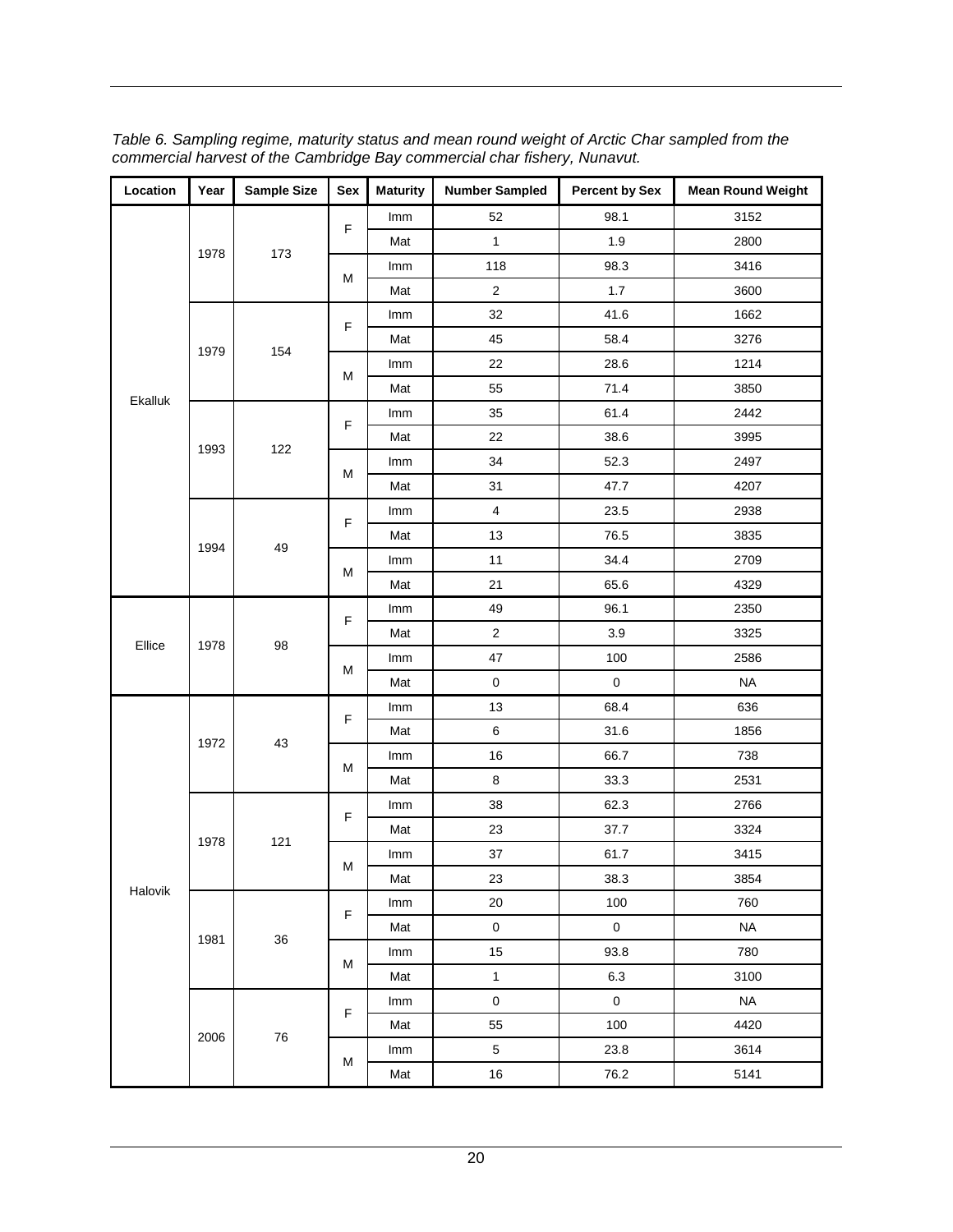*Table 6. Sampling regime, maturity status and mean round weight of Arctic Char sampled from the commercial harvest of the Cambridge Bay commercial char fishery, Nunavut.*

| Location | Year | Sample Size | Sex | Maturity | Number Sampled | Percent by Sex | Mean Round Weight |
|---|---|---|---|---|---|---|---|
| Ekalluk | 1978 | 173 | F | Imm | 52 | 98.1 | 3152 |
| | | | | Mat | 1 | 1.9 | 2800 |
| | | | M | Imm | 118 | 98.3 | 3416 |
| | | | | Mat | 2 | 1.7 | 3600 |
| | 1979 | 154 | F | Imm | 32 | 41.6 | 1662 |
| | | | | Mat | 45 | 58.4 | 3276 |
| | | | M | Imm | 22 | 28.6 | 1214 |
| | | | | Mat | 55 | 71.4 | 3850 |
| | 1993 | 122 | F | Imm | 35 | 61.4 | 2442 |
| | | | | Mat | 22 | 38.6 | 3995 |
| | | | M | Imm | 34 | 52.3 | 2497 |
| | | | | Mat | 31 | 47.7 | 4207 |
| | 1994 | 49 | F | Imm | 4 | 23.5 | 2938 |
| | | | | Mat | 13 | 76.5 | 3835 |
| | | | M | Imm | 11 | 34.4 | 2709 |
| | | | | Mat | 21 | 65.6 | 4329 |
| Ellice | 1978 | 98 | F | Imm | 49 | 96.1 | 2350 |
| | | | | Mat | 2 | 3.9 | 3325 |
| | | | M | Imm | 47 | 100 | 2586 |
| | | | | Mat | 0 | 0 | NA |
| Halovik | 1972 | 43 | F | Imm | 13 | 68.4 | 636 |
| | | | | Mat | 6 | 31.6 | 1856 |
| | | | M | Imm | 16 | 66.7 | 738 |
| | | | | Mat | 8 | 33.3 | 2531 |
| | 1978 | 121 | F | Imm | 38 | 62.3 | 2766 |
| | | | | Mat | 23 | 37.7 | 3324 |
| | | | M | Imm | 37 | 61.7 | 3415 |
| | | | | Mat | 23 | 38.3 | 3854 |
| | 1981 | 36 | F | Imm | 20 | 100 | 760 |
| | | | | Mat | 0 | 0 | NA |
| | | | M | Imm | 15 | 93.8 | 780 |
| | | | | Mat | 1 | 6.3 | 3100 |
| | 2006 | 76 | F | Imm | 0 | 0 | NA |
| | | | | Mat | 55 | 100 | 4420 |
| | | | M | Imm | 5 | 23.8 | 3614 |
| | | | | Mat | 16 | 76.2 | 5141 |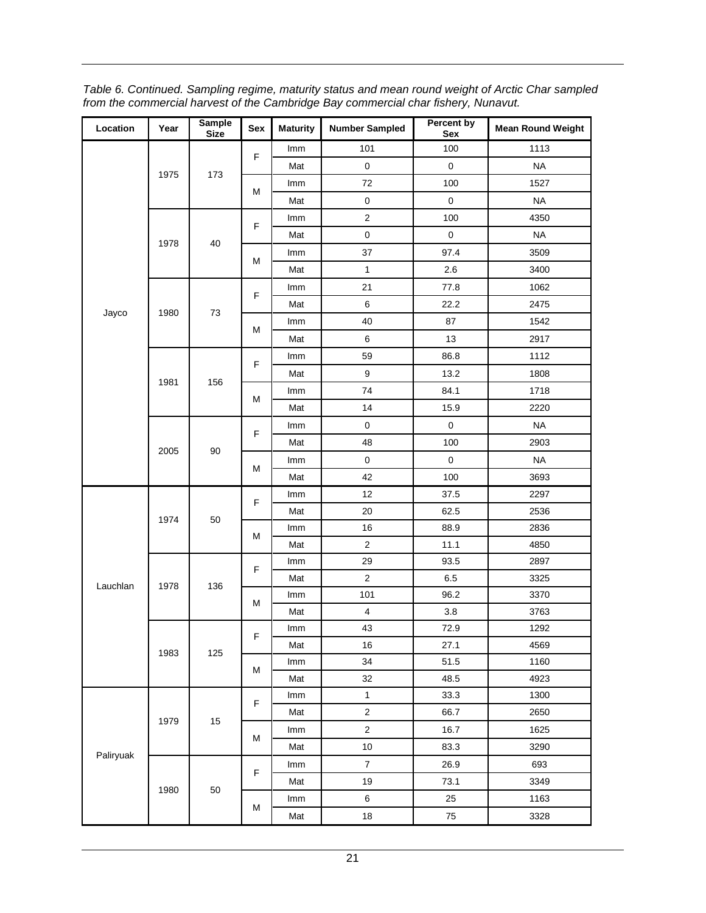*Table 6. Continued. Sampling regime, maturity status and mean round weight of Arctic Char sampled from the commercial harvest of the Cambridge Bay commercial char fishery, Nunavut.*

| Location | Year | Sample Size | Sex | Maturity | Number Sampled | Percent by Sex | Mean Round Weight |
|---|---|---|---|---|---|---|---|
| Jayco | 1975 | 173 | F | Imm | 101 | 100 | 1113 |
| | | | | Mat | 0 | 0 | NA |
| | | | M | Imm | 72 | 100 | 1527 |
| | | | | Mat | 0 | 0 | NA |
| | 1978 | 40 | F | Imm | 2 | 100 | 4350 |
| | | | | Mat | 0 | 0 | NA |
| | | | M | Imm | 37 | 97.4 | 3509 |
| | | | | Mat | 1 | 2.6 | 3400 |
| | 1980 | 73 | F | Imm | 21 | 77.8 | 1062 |
| | | | | Mat | 6 | 22.2 | 2475 |
| | | | M | Imm | 40 | 87 | 1542 |
| | | | | Mat | 6 | 13 | 2917 |
| | 1981 | 156 | F | Imm | 59 | 86.8 | 1112 |
| | | | | Mat | 9 | 13.2 | 1808 |
| | | | M | Imm | 74 | 84.1 | 1718 |
| | | | | Mat | 14 | 15.9 | 2220 |
| | 2005 | 90 | F | Imm | 0 | 0 | NA |
| | | | | Mat | 48 | 100 | 2903 |
| | | | M | Imm | 0 | 0 | NA |
| | | | | Mat | 42 | 100 | 3693 |
| Lauchlan | 1974 | 50 | F | Imm | 12 | 37.5 | 2297 |
| | | | | Mat | 20 | 62.5 | 2536 |
| | | | M | Imm | 16 | 88.9 | 2836 |
| | | | | Mat | 2 | 11.1 | 4850 |
| | 1978 | 136 | F | Imm | 29 | 93.5 | 2897 |
| | | | | Mat | 2 | 6.5 | 3325 |
| | | | M | Imm | 101 | 96.2 | 3370 |
| | | | | Mat | 4 | 3.8 | 3763 |
| | 1983 | 125 | F | Imm | 43 | 72.9 | 1292 |
| | | | | Mat | 16 | 27.1 | 4569 |
| | | | M | Imm | 34 | 51.5 | 1160 |
| | | | | Mat | 32 | 48.5 | 4923 |
| Paliryuak | 1979 | 15 | F | Imm | 1 | 33.3 | 1300 |
| | | | | Mat | 2 | 66.7 | 2650 |
| | | | M | Imm | 2 | 16.7 | 1625 |
| | | | | Mat | 10 | 83.3 | 3290 |
| | 1980 | 50 | F | Imm | 7 | 26.9 | 693 |
| | | | | Mat | 19 | 73.1 | 3349 |
| | | | M | Imm | 6 | 25 | 1163 |
| | | | | Mat | 18 | 75 | 3328 |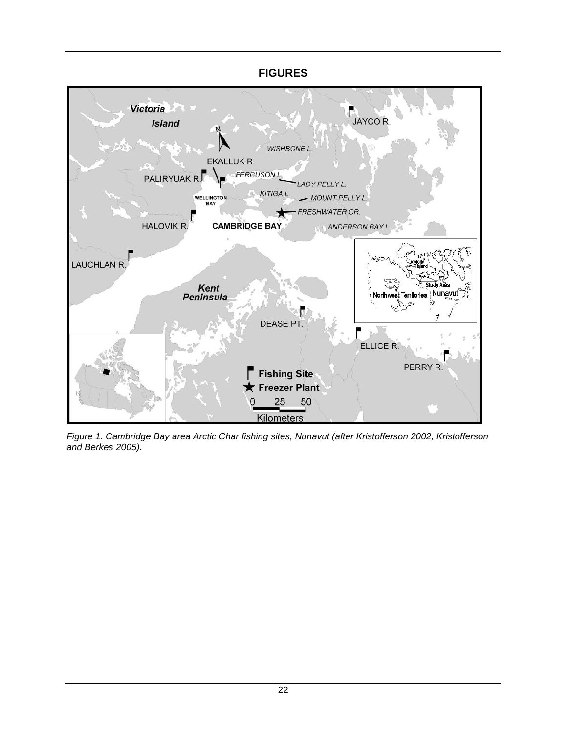# FIGURES

*Figure 1. Cambridge Bay area Arctic Char fishing sites, Nunavut (after Kristofferson 2002, Kristofferson and Berkes 2005).*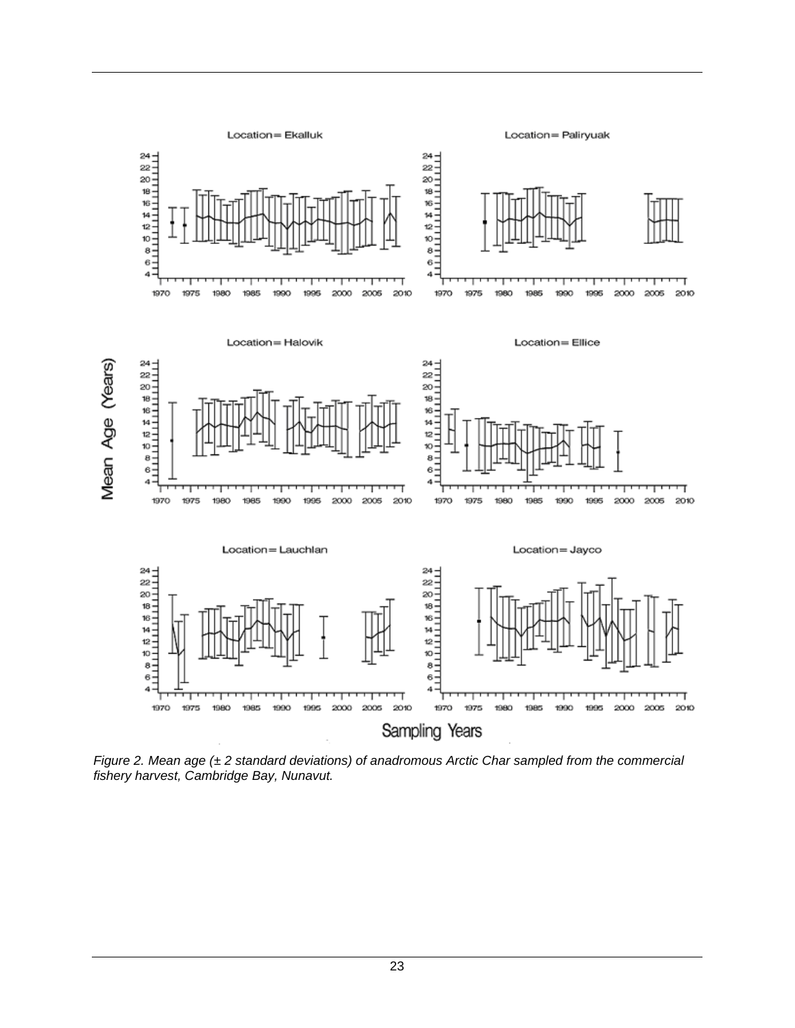*Figure 2. Mean age (± 2 standard deviations) of anadromous Arctic Char sampled from the commercial fishery harvest, Cambridge Bay, Nunavut.*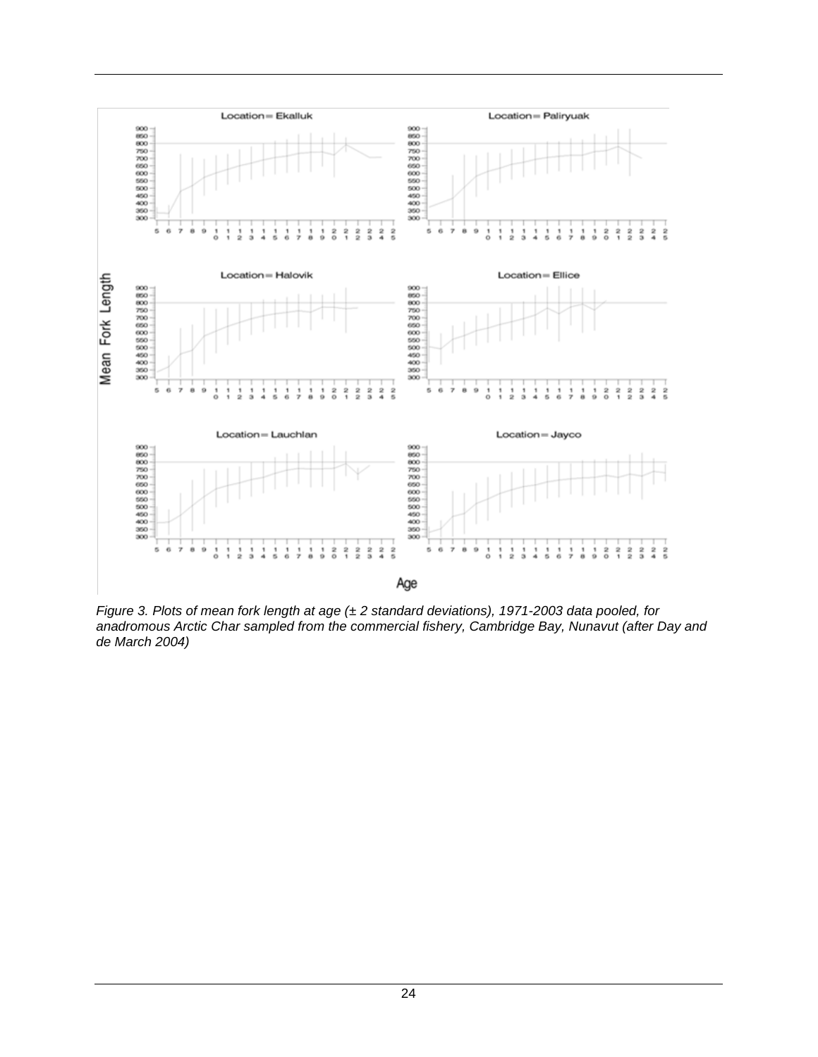*Figure 3. Plots of mean fork length at age (± 2 standard deviations), 1971-2003 data pooled, for anadromous Arctic Char sampled from the commercial fishery, Cambridge Bay, Nunavut (after Day and de March 2004)*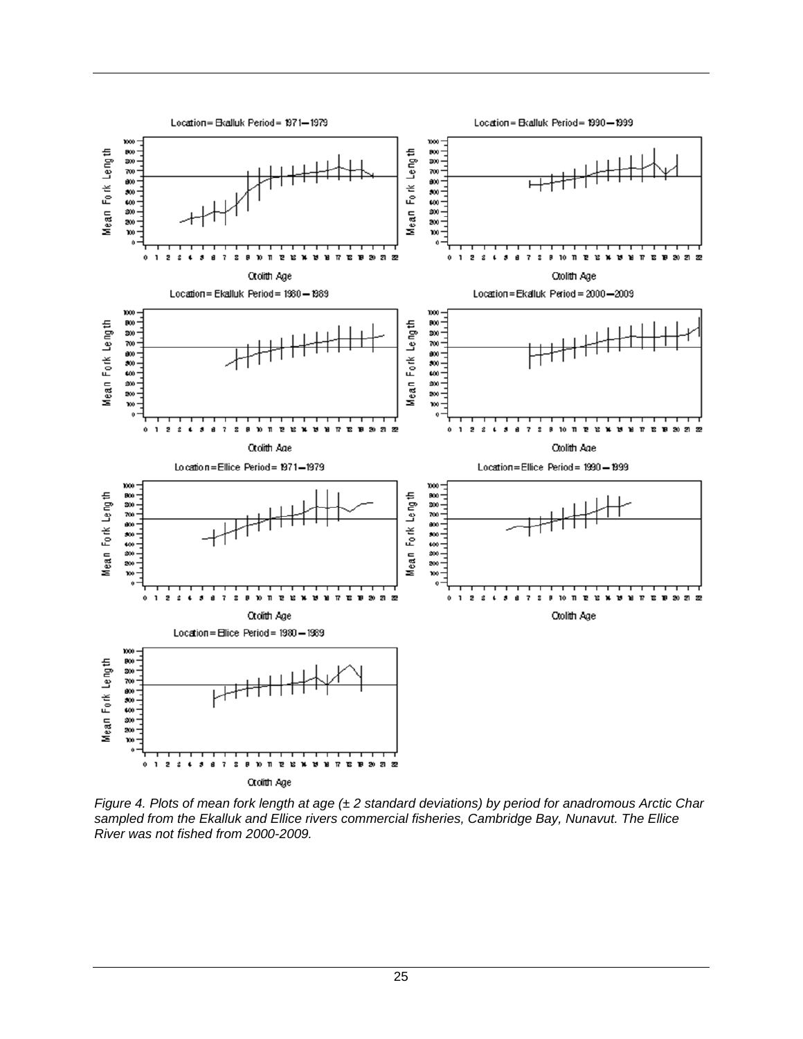*Figure 4. Plots of mean fork length at age (± 2 standard deviations) by period for anadromous Arctic Char sampled from the Ekalluk and Ellice rivers commercial fisheries, Cambridge Bay, Nunavut. The Ellice River was not fished from 2000-2009.*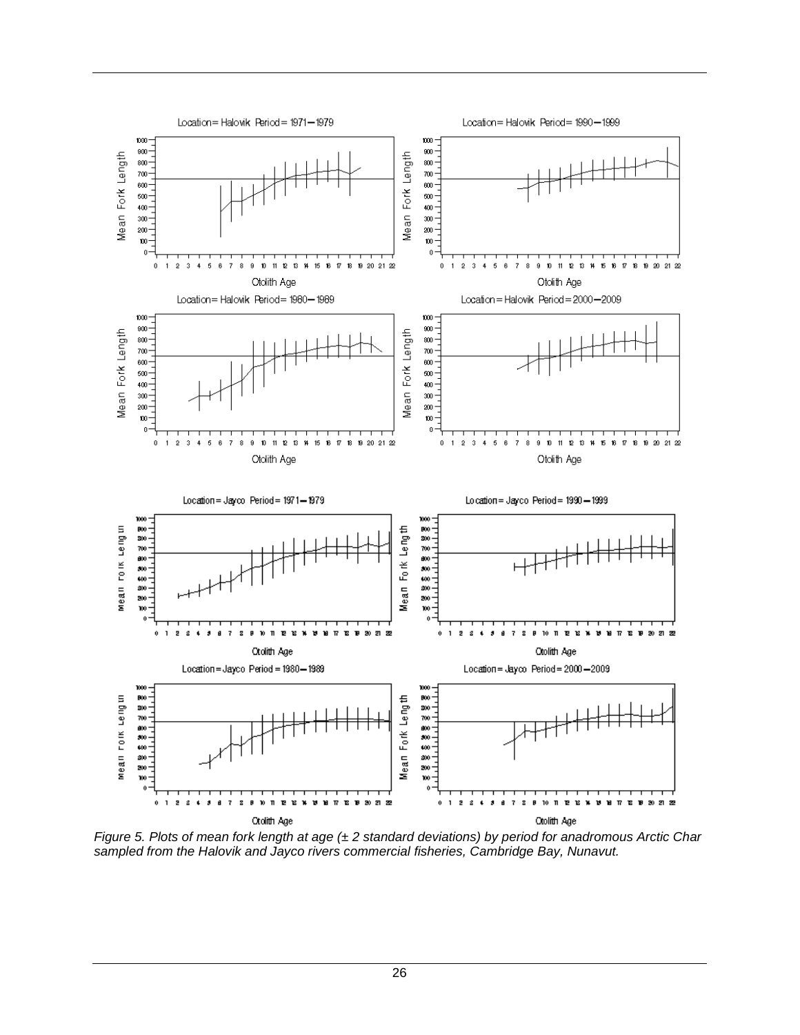*Figure 5. Plots of mean fork length at age (± 2 standard deviations) by period for anadromous Arctic Char sampled from the Halovik and Jayco rivers commercial fisheries, Cambridge Bay, Nunavut.*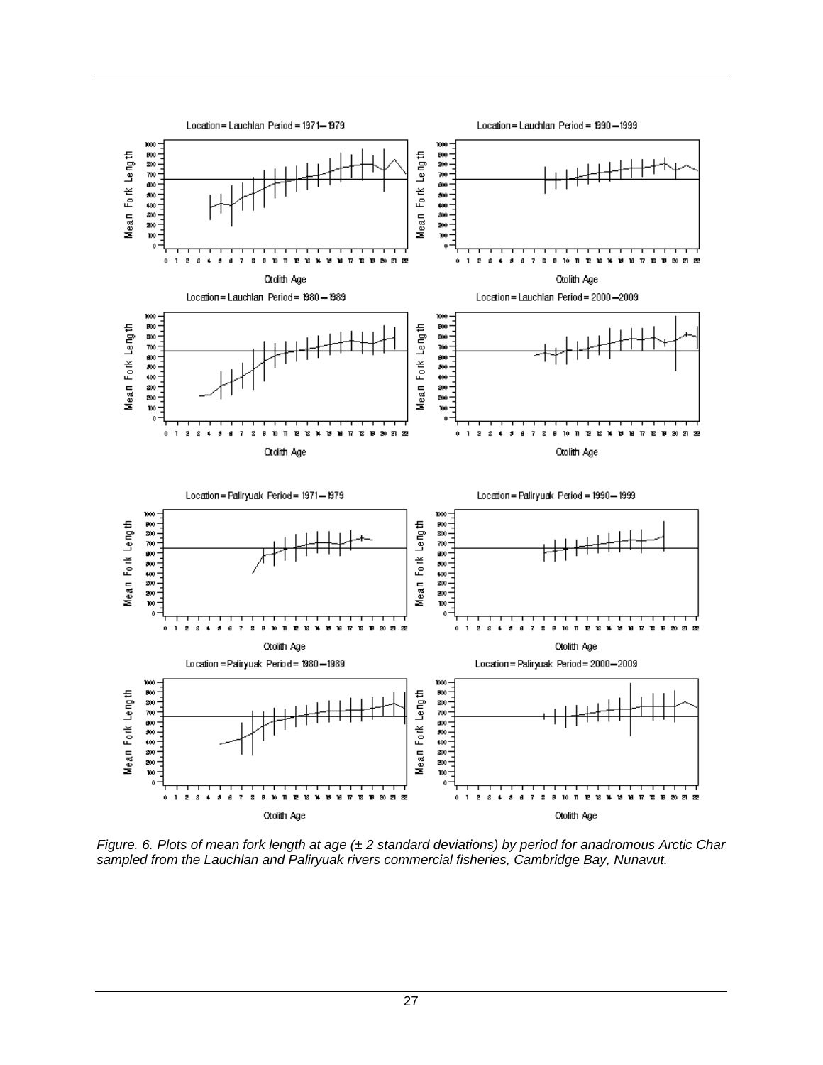*Figure. 6. Plots of mean fork length at age (± 2 standard deviations) by period for anadromous Arctic Char sampled from the Lauchlan and Paliryuak rivers commercial fisheries, Cambridge Bay, Nunavut.*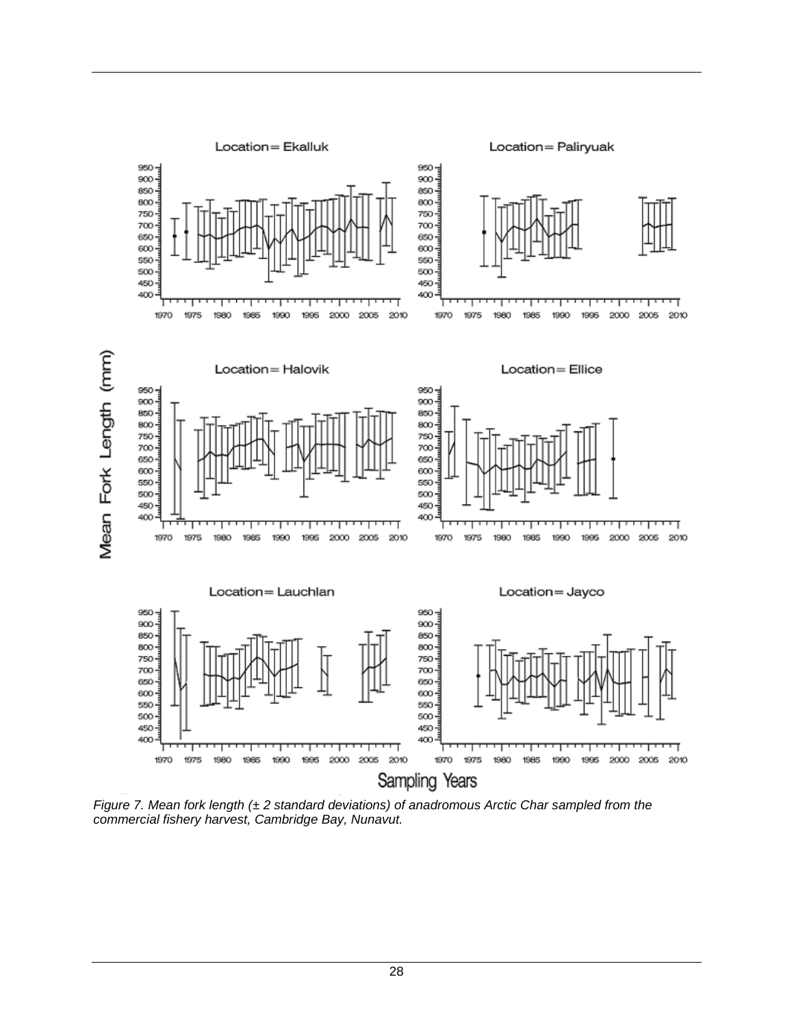*Figure 7. Mean fork length (± 2 standard deviations) of anadromous Arctic Char sampled from the commercial fishery harvest, Cambridge Bay, Nunavut.*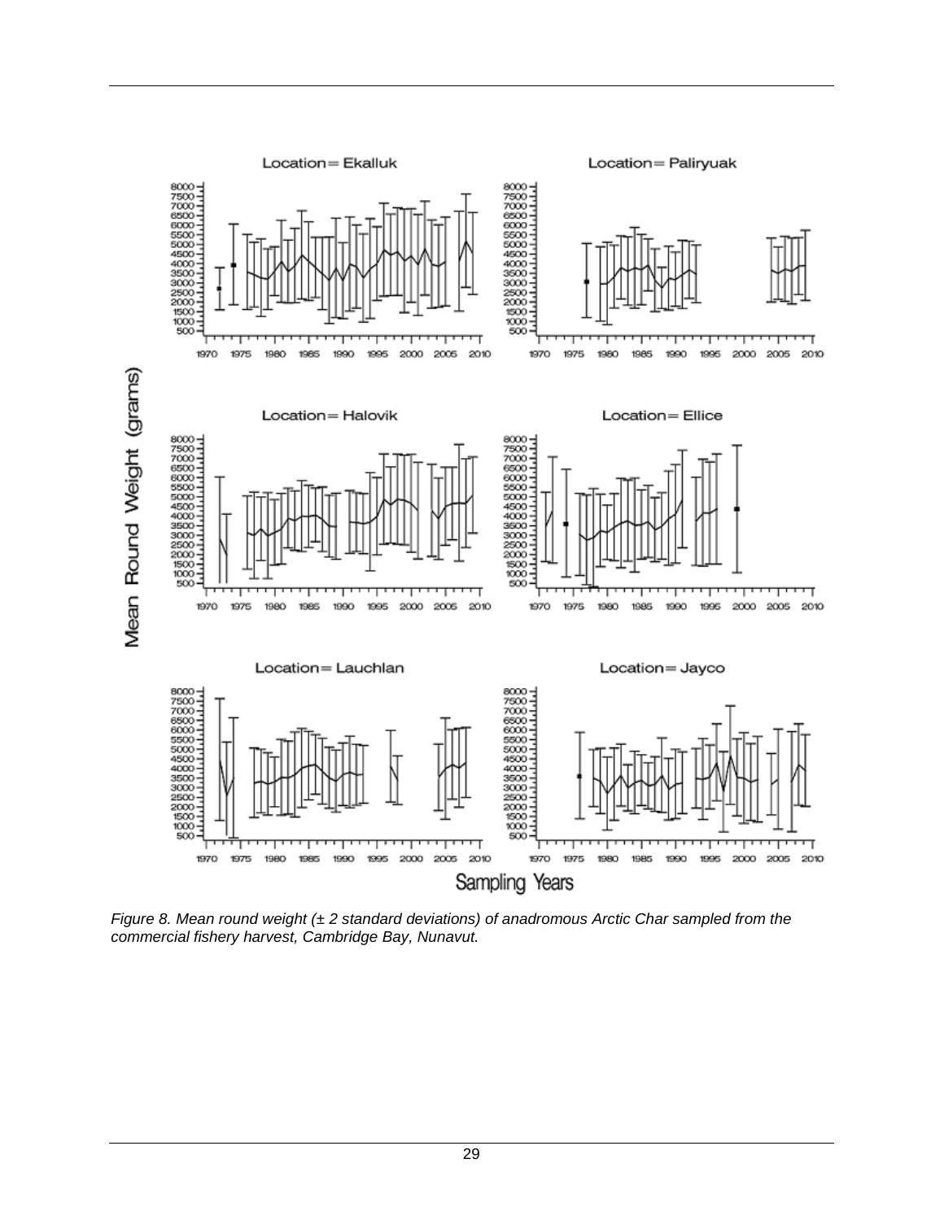*Figure 8. Mean round weight (± 2 standard deviations) of anadromous Arctic Char sampled from the commercial fishery harvest, Cambridge Bay, Nunavut.*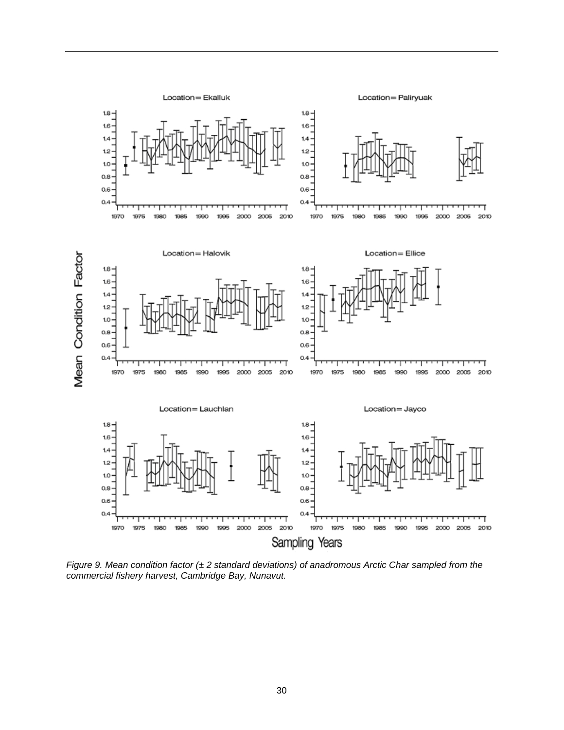Location= Ekalluk

Location= Paliryuak

Location= Halovik

Location= Ellice

Location= Lauchlan

Location= Jayco

Mean Condition Factor

Sampling Years

1.8
1.6
1.4
1.2
1.0
0.8
0.6
0.4

1970 1975 1980 1985 1990 1995 2000 2005 2010

*Figure 9. Mean condition factor (± 2 standard deviations) of anadromous Arctic Char sampled from the commercial fishery harvest, Cambridge Bay, Nunavut.*